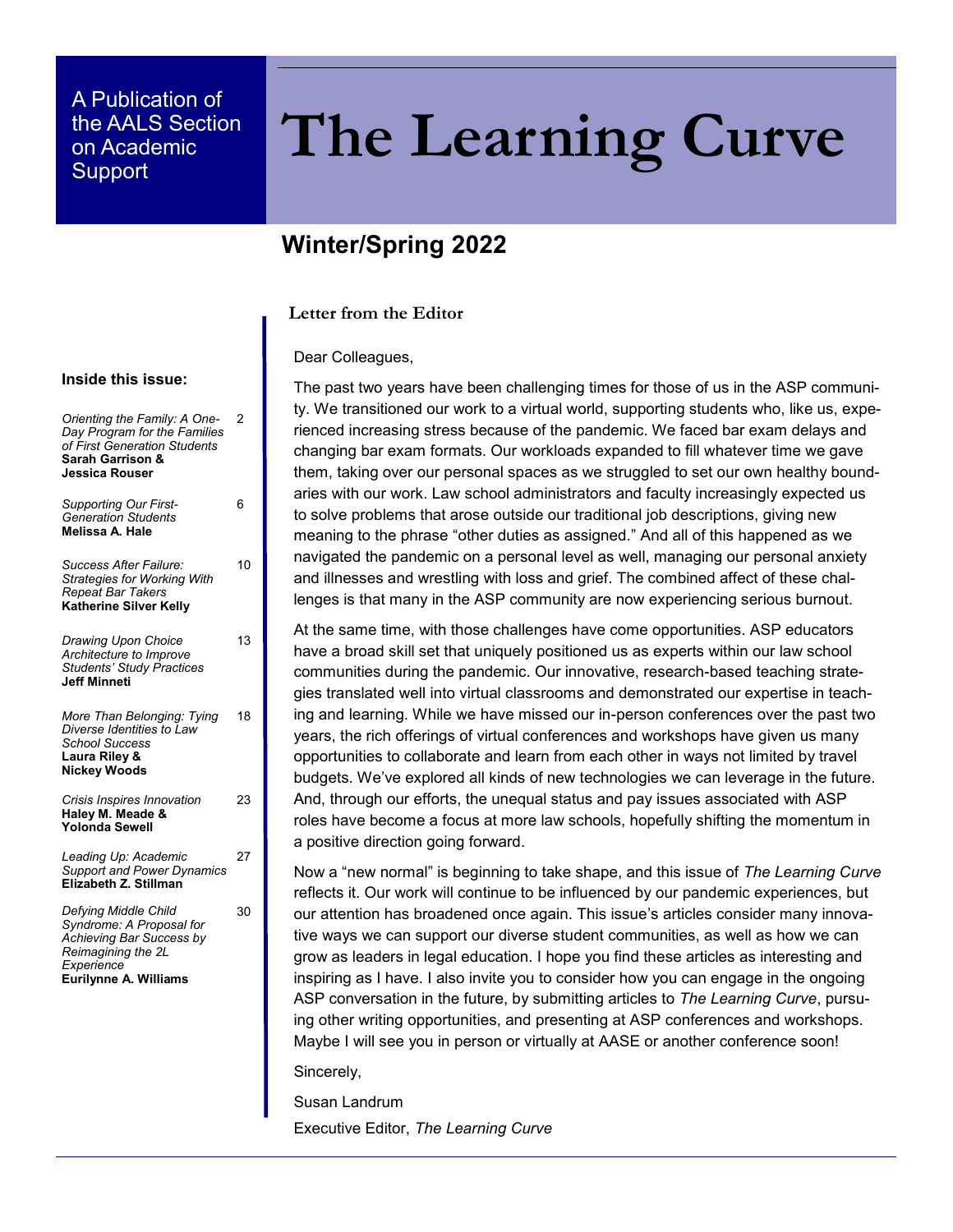A Publication of the AALS Section on Academic Support

# The Learning Curve

## Winter/Spring 2022

### Inside this issue:

| | |
|---|---|
| *Orienting the Family: A One-Day Program for the Families of First Generation Students* **Sarah Garrison & Jessica Rouser** | 2 |
| *Supporting Our First-Generation Students* **Melissa A. Hale** | 6 |
| *Success After Failure: Strategies for Working With Repeat Bar Takers* **Katherine Silver Kelly** | 10 |
| *Drawing Upon Choice Architecture to Improve Students' Study Practices* **Jeff Minneti** | 13 |
| *More Than Belonging: Tying Diverse Identities to Law School Success* **Laura Riley & Nickey Woods** | 18 |
| *Crisis Inspires Innovation* **Haley M. Meade & Yolonda Sewell** | 23 |
| *Leading Up: Academic Support and Power Dynamics* **Elizabeth Z. Stillman** | 27 |
| *Defying Middle Child Syndrome: A Proposal for Achieving Bar Success by Reimagining the 2L Experience* **Eurilynne A. Williams** | 30 |

### Letter from the Editor

Dear Colleagues,

The past two years have been challenging times for those of us in the ASP community. We transitioned our work to a virtual world, supporting students who, like us, experienced increasing stress because of the pandemic. We faced bar exam delays and changing bar exam formats. Our workloads expanded to fill whatever time we gave them, taking over our personal spaces as we struggled to set our own healthy boundaries with our work. Law school administrators and faculty increasingly expected us to solve problems that arose outside our traditional job descriptions, giving new meaning to the phrase "other duties as assigned." And all of this happened as we navigated the pandemic on a personal level as well, managing our personal anxiety and illnesses and wrestling with loss and grief. The combined affect of these challenges is that many in the ASP community are now experiencing serious burnout.

At the same time, with those challenges have come opportunities. ASP educators have a broad skill set that uniquely positioned us as experts within our law school communities during the pandemic. Our innovative, research-based teaching strategies translated well into virtual classrooms and demonstrated our expertise in teaching and learning. While we have missed our in-person conferences over the past two years, the rich offerings of virtual conferences and workshops have given us many opportunities to collaborate and learn from each other in ways not limited by travel budgets. We've explored all kinds of new technologies we can leverage in the future. And, through our efforts, the unequal status and pay issues associated with ASP roles have become a focus at more law schools, hopefully shifting the momentum in a positive direction going forward.

Now a "new normal" is beginning to take shape, and this issue of *The Learning Curve* reflects it. Our work will continue to be influenced by our pandemic experiences, but our attention has broadened once again. This issue's articles consider many innovative ways we can support our diverse student communities, as well as how we can grow as leaders in legal education. I hope you find these articles as interesting and inspiring as I have. I also invite you to consider how you can engage in the ongoing ASP conversation in the future, by submitting articles to *The Learning Curve*, pursuing other writing opportunities, and presenting at ASP conferences and workshops. Maybe I will see you in person or virtually at AASE or another conference soon!

Sincerely,

Susan Landrum

Executive Editor, *The Learning Curve*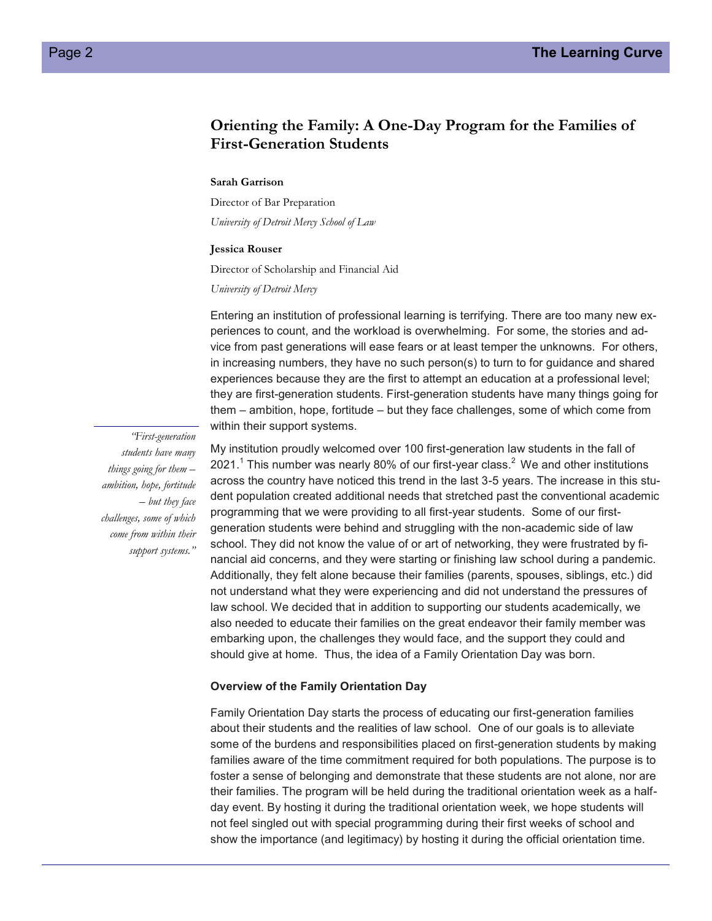## Orienting the Family: A One-Day Program for the Families of First-Generation Students

**Sarah Garrison**

Director of Bar Preparation

*University of Detroit Mercy School of Law*

**Jessica Rouser**

Director of Scholarship and Financial Aid

*University of Detroit Mercy*

Entering an institution of professional learning is terrifying. There are too many new experiences to count, and the workload is overwhelming. For some, the stories and advice from past generations will ease fears or at least temper the unknowns. For others, in increasing numbers, they have no such person(s) to turn to for guidance and shared experiences because they are the first to attempt an education at a professional level; they are first-generation students. First-generation students have many things going for them – ambition, hope, fortitude – but they face challenges, some of which come from within their support systems.

> *"First-generation students have many things going for them – ambition, hope, fortitude – but they face challenges, some of which come from within their support systems."*

My institution proudly welcomed over 100 first-generation law students in the fall of 2021.[1] This number was nearly 80% of our first-year class.[2] We and other institutions across the country have noticed this trend in the last 3-5 years. The increase in this student population created additional needs that stretched past the conventional academic programming that we were providing to all first-year students. Some of our first-generation students were behind and struggling with the non-academic side of law school. They did not know the value of or art of networking, they were frustrated by financial aid concerns, and they were starting or finishing law school during a pandemic. Additionally, they felt alone because their families (parents, spouses, siblings, etc.) did not understand what they were experiencing and did not understand the pressures of law school. We decided that in addition to supporting our students academically, we also needed to educate their families on the great endeavor their family member was embarking upon, the challenges they would face, and the support they could and should give at home. Thus, the idea of a Family Orientation Day was born.

### Overview of the Family Orientation Day

Family Orientation Day starts the process of educating our first-generation families about their students and the realities of law school. One of our goals is to alleviate some of the burdens and responsibilities placed on first-generation students by making families aware of the time commitment required for both populations. The purpose is to foster a sense of belonging and demonstrate that these students are not alone, nor are their families. The program will be held during the traditional orientation week as a half-day event. By hosting it during the traditional orientation week, we hope students will not feel singled out with special programming during their first weeks of school and show the importance (and legitimacy) by hosting it during the official orientation time.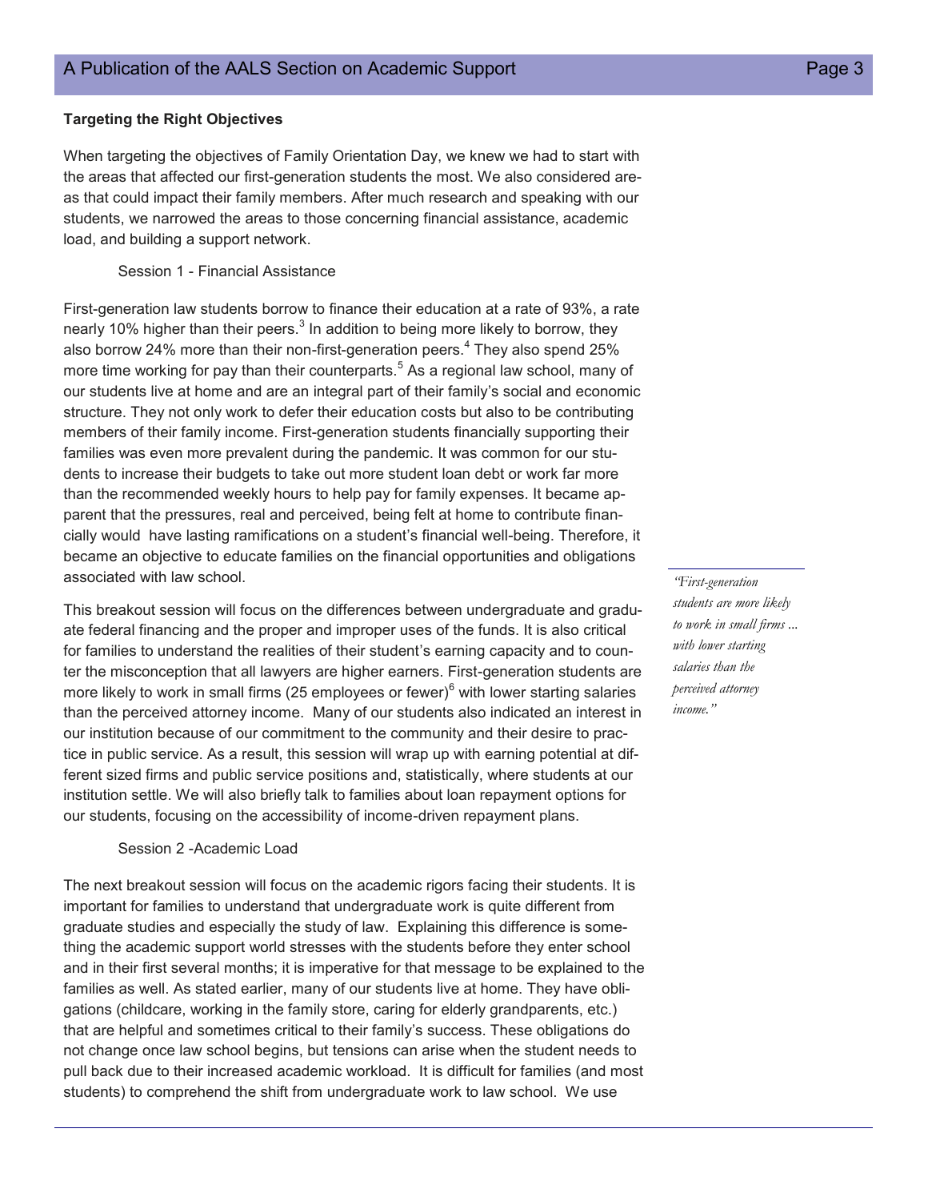**Targeting the Right Objectives**

When targeting the objectives of Family Orientation Day, we knew we had to start with the areas that affected our first-generation students the most. We also considered areas that could impact their family members. After much research and speaking with our students, we narrowed the areas to those concerning financial assistance, academic load, and building a support network.

Session 1 - Financial Assistance

First-generation law students borrow to finance their education at a rate of 93%, a rate nearly 10% higher than their peers.[3] In addition to being more likely to borrow, they also borrow 24% more than their non-first-generation peers.[4] They also spend 25% more time working for pay than their counterparts.[5] As a regional law school, many of our students live at home and are an integral part of their family's social and economic structure. They not only work to defer their education costs but also to be contributing members of their family income. First-generation students financially supporting their families was even more prevalent during the pandemic. It was common for our students to increase their budgets to take out more student loan debt or work far more than the recommended weekly hours to help pay for family expenses. It became apparent that the pressures, real and perceived, being felt at home to contribute financially would have lasting ramifications on a student's financial well-being. Therefore, it became an objective to educate families on the financial opportunities and obligations associated with law school.

This breakout session will focus on the differences between undergraduate and graduate federal financing and the proper and improper uses of the funds. It is also critical for families to understand the realities of their student's earning capacity and to counter the misconception that all lawyers are higher earners. First-generation students are more likely to work in small firms (25 employees or fewer)[6] with lower starting salaries than the perceived attorney income. Many of our students also indicated an interest in our institution because of our commitment to the community and their desire to practice in public service. As a result, this session will wrap up with earning potential at different sized firms and public service positions and, statistically, where students at our institution settle. We will also briefly talk to families about loan repayment options for our students, focusing on the accessibility of income-driven repayment plans.

> *"First-generation students are more likely to work in small firms ... with lower starting salaries than the perceived attorney income."*

Session 2 -Academic Load

The next breakout session will focus on the academic rigors facing their students. It is important for families to understand that undergraduate work is quite different from graduate studies and especially the study of law. Explaining this difference is something the academic support world stresses with the students before they enter school and in their first several months; it is imperative for that message to be explained to the families as well. As stated earlier, many of our students live at home. They have obligations (childcare, working in the family store, caring for elderly grandparents, etc.) that are helpful and sometimes critical to their family's success. These obligations do not change once law school begins, but tensions can arise when the student needs to pull back due to their increased academic workload. It is difficult for families (and most students) to comprehend the shift from undergraduate work to law school. We use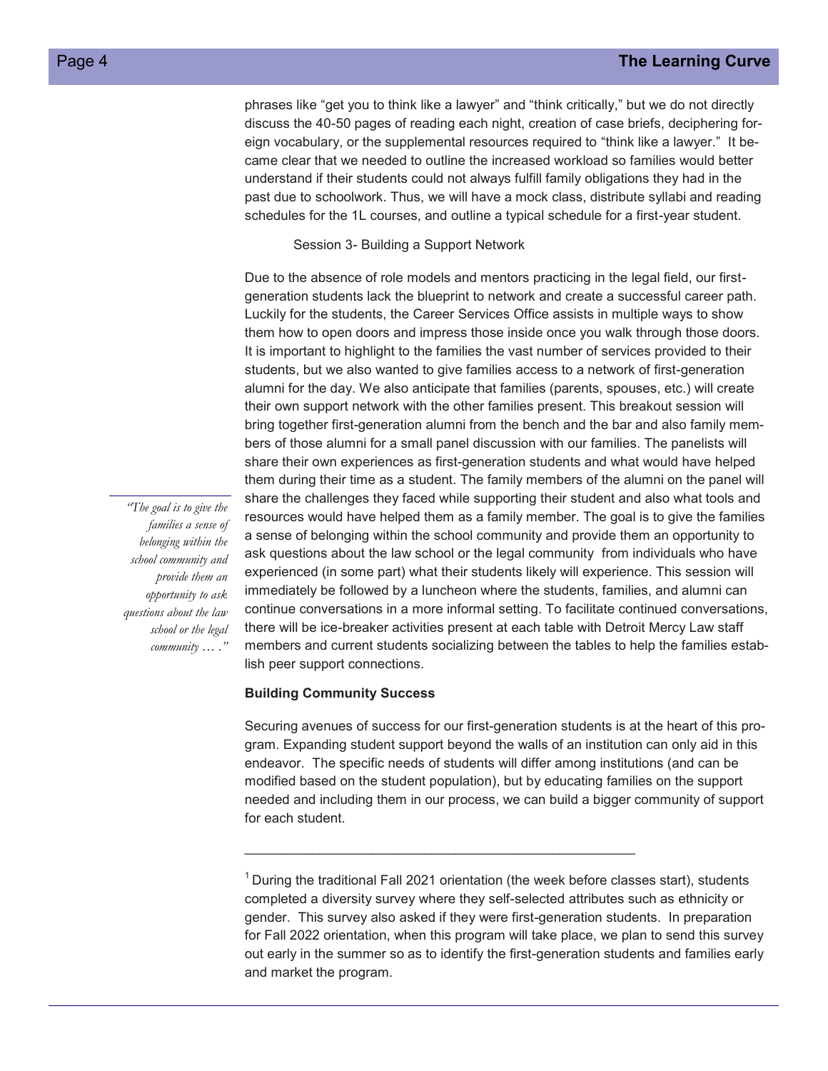phrases like "get you to think like a lawyer" and "think critically," but we do not directly discuss the 40-50 pages of reading each night, creation of case briefs, deciphering foreign vocabulary, or the supplemental resources required to "think like a lawyer." It became clear that we needed to outline the increased workload so families would better understand if their students could not always fulfill family obligations they had in the past due to schoolwork. Thus, we will have a mock class, distribute syllabi and reading schedules for the 1L courses, and outline a typical schedule for a first-year student.

Session 3- Building a Support Network

Due to the absence of role models and mentors practicing in the legal field, our first-generation students lack the blueprint to network and create a successful career path. Luckily for the students, the Career Services Office assists in multiple ways to show them how to open doors and impress those inside once you walk through those doors. It is important to highlight to the families the vast number of services provided to their students, but we also wanted to give families access to a network of first-generation alumni for the day. We also anticipate that families (parents, spouses, etc.) will create their own support network with the other families present. This breakout session will bring together first-generation alumni from the bench and the bar and also family members of those alumni for a small panel discussion with our families. The panelists will share their own experiences as first-generation students and what would have helped them during their time as a student. The family members of the alumni on the panel will share the challenges they faced while supporting their student and also what tools and resources would have helped them as a family member. The goal is to give the families a sense of belonging within the school community and provide them an opportunity to ask questions about the law school or the legal community from individuals who have experienced (in some part) what their students likely will experience. This session will immediately be followed by a luncheon where the students, families, and alumni can continue conversations in a more informal setting. To facilitate continued conversations, there will be ice-breaker activities present at each table with Detroit Mercy Law staff members and current students socializing between the tables to help the families establish peer support connections.

*"The goal is to give the families a sense of belonging within the school community and provide them an opportunity to ask questions about the law school or the legal community … ."*

**Building Community Success**

Securing avenues of success for our first-generation students is at the heart of this program. Expanding student support beyond the walls of an institution can only aid in this endeavor. The specific needs of students will differ among institutions (and can be modified based on the student population), but by educating families on the support needed and including them in our process, we can build a bigger community of support for each student.

---

[1] During the traditional Fall 2021 orientation (the week before classes start), students completed a diversity survey where they self-selected attributes such as ethnicity or gender. This survey also asked if they were first-generation students. In preparation for Fall 2022 orientation, when this program will take place, we plan to send this survey out early in the summer so as to identify the first-generation students and families early and market the program.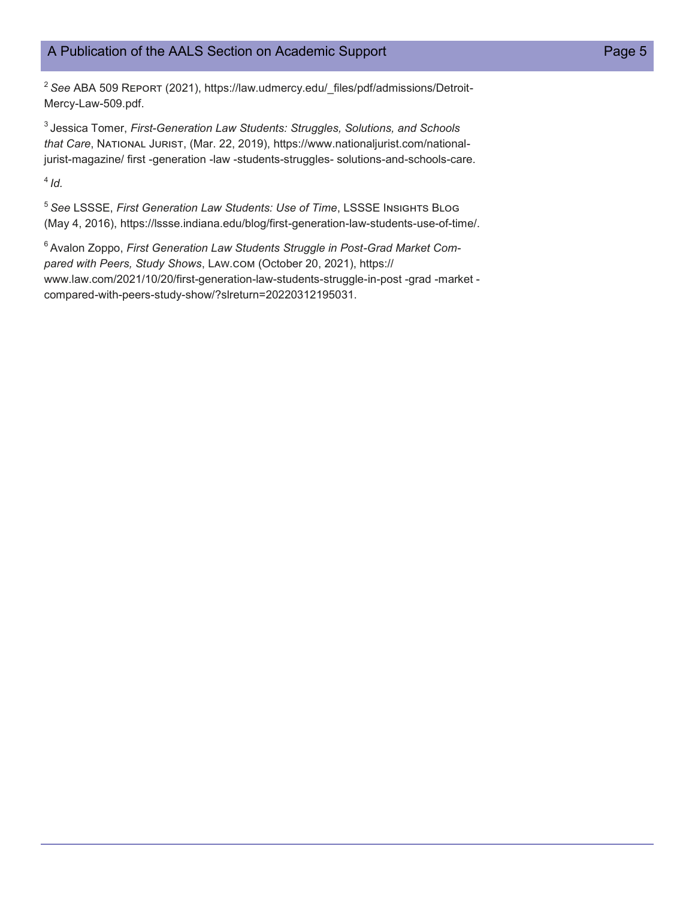[2] *See* ABA 509 REPORT (2021), https://law.udmercy.edu/_files/pdf/admissions/Detroit-Mercy-Law-509.pdf.

[3] Jessica Tomer, *First-Generation Law Students: Struggles, Solutions, and Schools that Care*, NATIONAL JURIST, (Mar. 22, 2019), https://www.nationaljurist.com/national-jurist-magazine/ first -generation -law -students-struggles- solutions-and-schools-care.

[4] *Id.*

[5] *See* LSSSE, *First Generation Law Students: Use of Time*, LSSSE INSIGHTS BLOG (May 4, 2016), https://lssse.indiana.edu/blog/first-generation-law-students-use-of-time/.

[6] Avalon Zoppo, *First Generation Law Students Struggle in Post-Grad Market Compared with Peers, Study Shows*, LAW.COM (October 20, 2021), https://www.law.com/2021/10/20/first-generation-law-students-struggle-in-post -grad -market -compared-with-peers-study-show/?slreturn=20220312195031.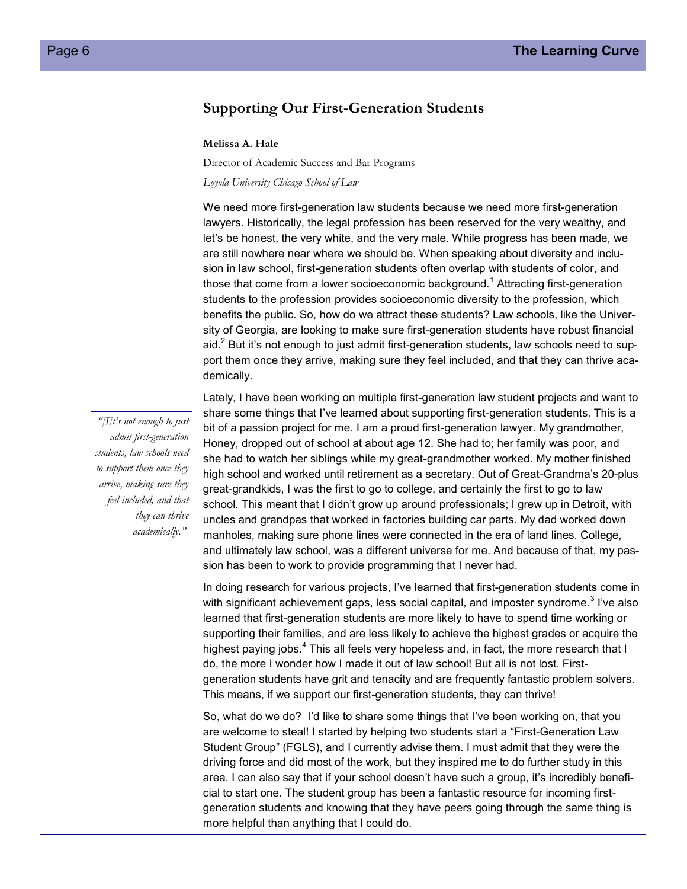## Supporting Our First-Generation Students

**Melissa A. Hale**

Director of Academic Success and Bar Programs

*Loyola University Chicago School of Law*

We need more first-generation law students because we need more first-generation lawyers. Historically, the legal profession has been reserved for the very wealthy, and let's be honest, the very white, and the very male. While progress has been made, we are still nowhere near where we should be. When speaking about diversity and inclusion in law school, first-generation students often overlap with students of color, and those that come from a lower socioeconomic background.[1] Attracting first-generation students to the profession provides socioeconomic diversity to the profession, which benefits the public. So, how do we attract these students? Law schools, like the University of Georgia, are looking to make sure first-generation students have robust financial aid.[2] But it's not enough to just admit first-generation students, law schools need to support them once they arrive, making sure they feel included, and that they can thrive academically.

> *"[I]t's not enough to just admit first-generation students, law schools need to support them once they arrive, making sure they feel included, and that they can thrive academically."*

Lately, I have been working on multiple first-generation law student projects and want to share some things that I've learned about supporting first-generation students. This is a bit of a passion project for me. I am a proud first-generation lawyer. My grandmother, Honey, dropped out of school at about age 12. She had to; her family was poor, and she had to watch her siblings while my great-grandmother worked. My mother finished high school and worked until retirement as a secretary. Out of Great-Grandma's 20-plus great-grandkids, I was the first to go to college, and certainly the first to go to law school. This meant that I didn't grow up around professionals; I grew up in Detroit, with uncles and grandpas that worked in factories building car parts. My dad worked down manholes, making sure phone lines were connected in the era of land lines. College, and ultimately law school, was a different universe for me. And because of that, my passion has been to work to provide programming that I never had.

In doing research for various projects, I've learned that first-generation students come in with significant achievement gaps, less social capital, and imposter syndrome.[3] I've also learned that first-generation students are more likely to have to spend time working or supporting their families, and are less likely to achieve the highest grades or acquire the highest paying jobs.[4] This all feels very hopeless and, in fact, the more research that I do, the more I wonder how I made it out of law school! But all is not lost. First-generation students have grit and tenacity and are frequently fantastic problem solvers. This means, if we support our first-generation students, they can thrive!

So, what do we do? I'd like to share some things that I've been working on, that you are welcome to steal! I started by helping two students start a "First-Generation Law Student Group" (FGLS), and I currently advise them. I must admit that they were the driving force and did most of the work, but they inspired me to do further study in this area. I can also say that if your school doesn't have such a group, it's incredibly beneficial to start one. The student group has been a fantastic resource for incoming first-generation students and knowing that they have peers going through the same thing is more helpful than anything that I could do.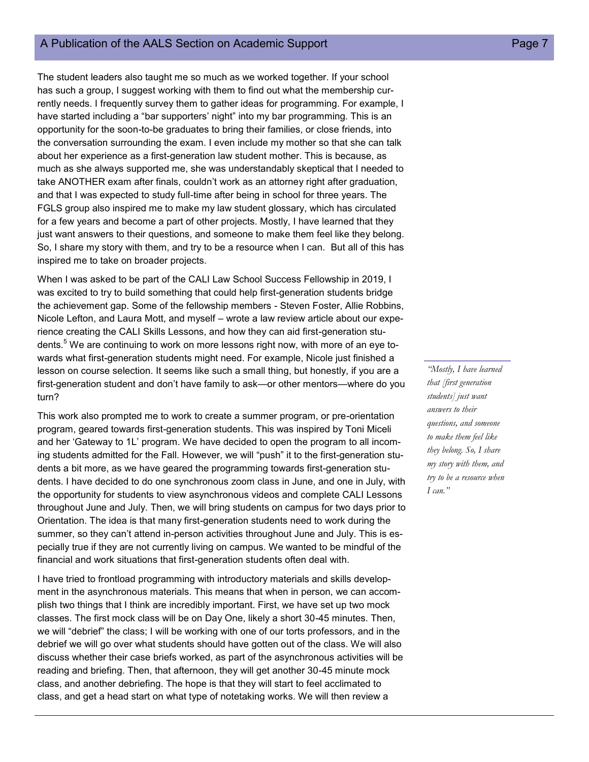The student leaders also taught me so much as we worked together. If your school has such a group, I suggest working with them to find out what the membership currently needs. I frequently survey them to gather ideas for programming. For example, I have started including a "bar supporters' night" into my bar programming. This is an opportunity for the soon-to-be graduates to bring their families, or close friends, into the conversation surrounding the exam. I even include my mother so that she can talk about her experience as a first-generation law student mother. This is because, as much as she always supported me, she was understandably skeptical that I needed to take ANOTHER exam after finals, couldn't work as an attorney right after graduation, and that I was expected to study full-time after being in school for three years. The FGLS group also inspired me to make my law student glossary, which has circulated for a few years and become a part of other projects. Mostly, I have learned that they just want answers to their questions, and someone to make them feel like they belong. So, I share my story with them, and try to be a resource when I can. But all of this has inspired me to take on broader projects.

When I was asked to be part of the CALI Law School Success Fellowship in 2019, I was excited to try to build something that could help first-generation students bridge the achievement gap. Some of the fellowship members - Steven Foster, Allie Robbins, Nicole Lefton, and Laura Mott, and myself – wrote a law review article about our experience creating the CALI Skills Lessons, and how they can aid first-generation students.[5] We are continuing to work on more lessons right now, with more of an eye towards what first-generation students might need. For example, Nicole just finished a lesson on course selection. It seems like such a small thing, but honestly, if you are a first-generation student and don't have family to ask—or other mentors—where do you turn?

> *"Mostly, I have learned that [first generation students] just want answers to their questions, and someone to make them feel like they belong. So, I share my story with them, and try to be a resource when I can."*

This work also prompted me to work to create a summer program, or pre-orientation program, geared towards first-generation students. This was inspired by Toni Miceli and her 'Gateway to 1L' program. We have decided to open the program to all incoming students admitted for the Fall. However, we will "push" it to the first-generation students a bit more, as we have geared the programming towards first-generation students. I have decided to do one synchronous zoom class in June, and one in July, with the opportunity for students to view asynchronous videos and complete CALI Lessons throughout June and July. Then, we will bring students on campus for two days prior to Orientation. The idea is that many first-generation students need to work during the summer, so they can't attend in-person activities throughout June and July. This is especially true if they are not currently living on campus. We wanted to be mindful of the financial and work situations that first-generation students often deal with.

I have tried to frontload programming with introductory materials and skills development in the asynchronous materials. This means that when in person, we can accomplish two things that I think are incredibly important. First, we have set up two mock classes. The first mock class will be on Day One, likely a short 30-45 minutes. Then, we will "debrief" the class; I will be working with one of our torts professors, and in the debrief we will go over what students should have gotten out of the class. We will also discuss whether their case briefs worked, as part of the asynchronous activities will be reading and briefing. Then, that afternoon, they will get another 30-45 minute mock class, and another debriefing. The hope is that they will start to feel acclimated to class, and get a head start on what type of notetaking works. We will then review a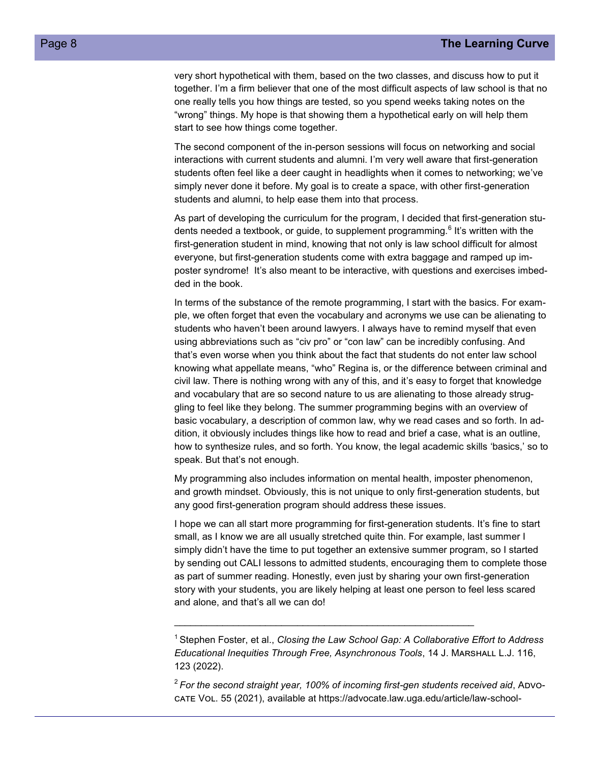very short hypothetical with them, based on the two classes, and discuss how to put it together. I'm a firm believer that one of the most difficult aspects of law school is that no one really tells you how things are tested, so you spend weeks taking notes on the "wrong" things. My hope is that showing them a hypothetical early on will help them start to see how things come together.

The second component of the in-person sessions will focus on networking and social interactions with current students and alumni. I'm very well aware that first-generation students often feel like a deer caught in headlights when it comes to networking; we've simply never done it before. My goal is to create a space, with other first-generation students and alumni, to help ease them into that process.

As part of developing the curriculum for the program, I decided that first-generation students needed a textbook, or guide, to supplement programming.[6] It's written with the first-generation student in mind, knowing that not only is law school difficult for almost everyone, but first-generation students come with extra baggage and ramped up imposter syndrome! It's also meant to be interactive, with questions and exercises imbedded in the book.

In terms of the substance of the remote programming, I start with the basics. For example, we often forget that even the vocabulary and acronyms we use can be alienating to students who haven't been around lawyers. I always have to remind myself that even using abbreviations such as "civ pro" or "con law" can be incredibly confusing. And that's even worse when you think about the fact that students do not enter law school knowing what appellate means, "who" Regina is, or the difference between criminal and civil law. There is nothing wrong with any of this, and it's easy to forget that knowledge and vocabulary that are so second nature to us are alienating to those already struggling to feel like they belong. The summer programming begins with an overview of basic vocabulary, a description of common law, why we read cases and so forth. In addition, it obviously includes things like how to read and brief a case, what is an outline, how to synthesize rules, and so forth. You know, the legal academic skills 'basics,' so to speak. But that's not enough.

My programming also includes information on mental health, imposter phenomenon, and growth mindset. Obviously, this is not unique to only first-generation students, but any good first-generation program should address these issues.

I hope we can all start more programming for first-generation students. It's fine to start small, as I know we are all usually stretched quite thin. For example, last summer I simply didn't have the time to put together an extensive summer program, so I started by sending out CALI lessons to admitted students, encouraging them to complete those as part of summer reading. Honestly, even just by sharing your own first-generation story with your students, you are likely helping at least one person to feel less scared and alone, and that's all we can do!

---

[1] Stephen Foster, et al., *Closing the Law School Gap: A Collaborative Effort to Address Educational Inequities Through Free, Asynchronous Tools*, 14 J. Marshall L.J. 116, 123 (2022).

[2] *For the second straight year, 100% of incoming first-gen students received aid*, Advocate Vol. 55 (2021), available at https://advocate.law.uga.edu/article/law-school-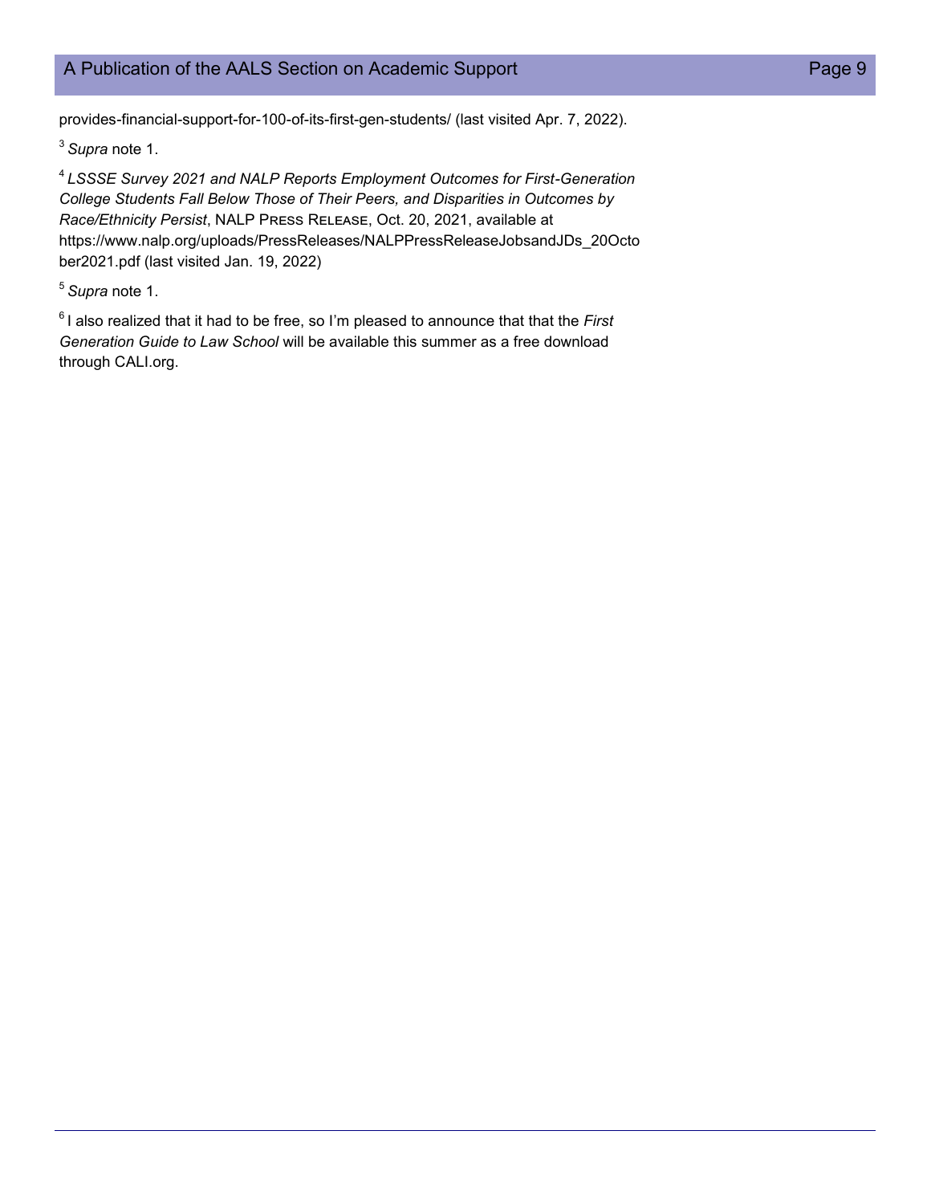provides-financial-support-for-100-of-its-first-gen-students/ (last visited Apr. 7, 2022).

[3] *Supra* note 1.

[4] *LSSSE Survey 2021 and NALP Reports Employment Outcomes for First-Generation College Students Fall Below Those of Their Peers, and Disparities in Outcomes by Race/Ethnicity Persist*, NALP Press Release, Oct. 20, 2021, available at https://www.nalp.org/uploads/PressReleases/NALPPressReleaseJobsandJDs_20October2021.pdf (last visited Jan. 19, 2022)

[5] *Supra* note 1.

[6] I also realized that it had to be free, so I'm pleased to announce that that the *First Generation Guide to Law School* will be available this summer as a free download through CALI.org.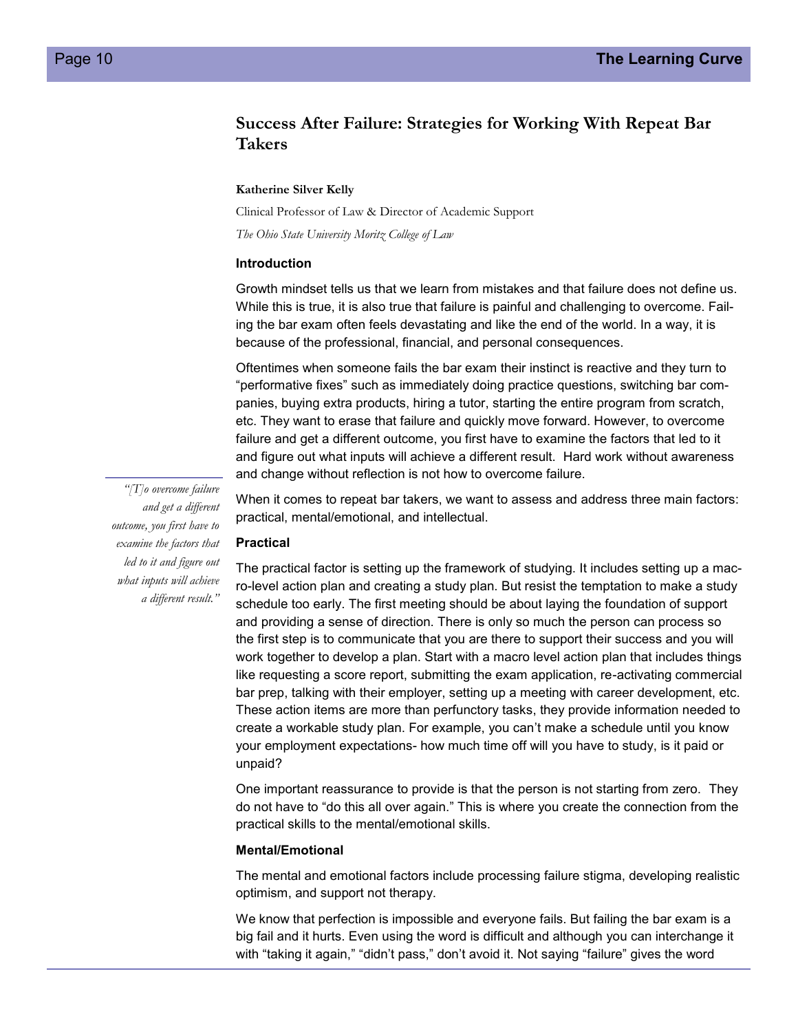## Success After Failure: Strategies for Working With Repeat Bar Takers

**Katherine Silver Kelly**

Clinical Professor of Law & Director of Academic Support

*The Ohio State University Moritz College of Law*

### Introduction

Growth mindset tells us that we learn from mistakes and that failure does not define us. While this is true, it is also true that failure is painful and challenging to overcome. Failing the bar exam often feels devastating and like the end of the world. In a way, it is because of the professional, financial, and personal consequences.

Oftentimes when someone fails the bar exam their instinct is reactive and they turn to "performative fixes" such as immediately doing practice questions, switching bar companies, buying extra products, hiring a tutor, starting the entire program from scratch, etc. They want to erase that failure and quickly move forward. However, to overcome failure and get a different outcome, you first have to examine the factors that led to it and figure out what inputs will achieve a different result. Hard work without awareness and change without reflection is not how to overcome failure.

> *"[T]o overcome failure and get a different outcome, you first have to examine the factors that led to it and figure out what inputs will achieve a different result."*

When it comes to repeat bar takers, we want to assess and address three main factors: practical, mental/emotional, and intellectual.

### Practical

The practical factor is setting up the framework of studying. It includes setting up a macro-level action plan and creating a study plan. But resist the temptation to make a study schedule too early. The first meeting should be about laying the foundation of support and providing a sense of direction. There is only so much the person can process so the first step is to communicate that you are there to support their success and you will work together to develop a plan. Start with a macro level action plan that includes things like requesting a score report, submitting the exam application, re-activating commercial bar prep, talking with their employer, setting up a meeting with career development, etc. These action items are more than perfunctory tasks, they provide information needed to create a workable study plan. For example, you can't make a schedule until you know your employment expectations- how much time off will you have to study, is it paid or unpaid?

One important reassurance to provide is that the person is not starting from zero. They do not have to "do this all over again." This is where you create the connection from the practical skills to the mental/emotional skills.

### Mental/Emotional

The mental and emotional factors include processing failure stigma, developing realistic optimism, and support not therapy.

We know that perfection is impossible and everyone fails. But failing the bar exam is a big fail and it hurts. Even using the word is difficult and although you can interchange it with "taking it again," "didn't pass," don't avoid it. Not saying "failure" gives the word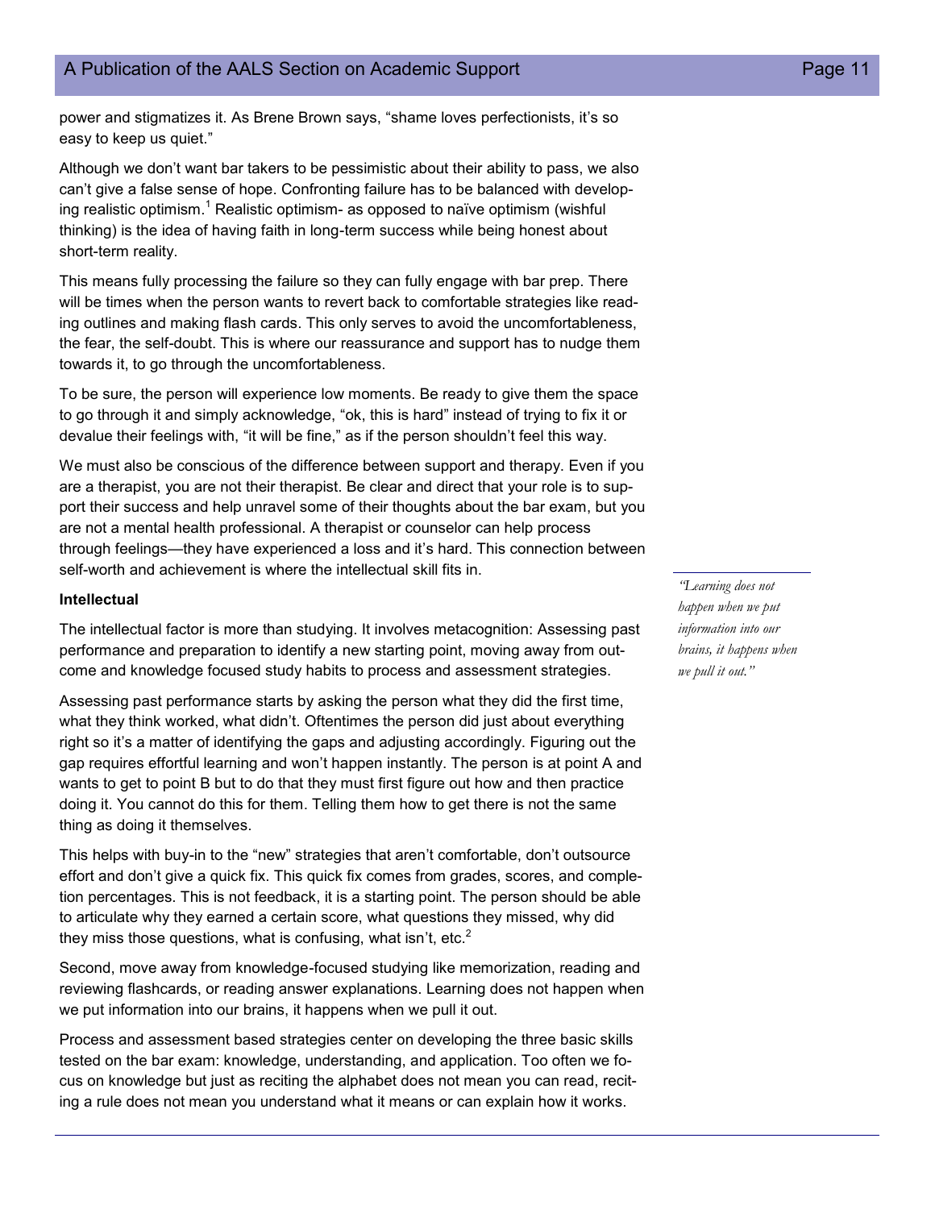power and stigmatizes it. As Brene Brown says, "shame loves perfectionists, it's so easy to keep us quiet."

Although we don't want bar takers to be pessimistic about their ability to pass, we also can't give a false sense of hope. Confronting failure has to be balanced with developing realistic optimism.[1] Realistic optimism- as opposed to naïve optimism (wishful thinking) is the idea of having faith in long-term success while being honest about short-term reality.

This means fully processing the failure so they can fully engage with bar prep. There will be times when the person wants to revert back to comfortable strategies like reading outlines and making flash cards. This only serves to avoid the uncomfortableness, the fear, the self-doubt. This is where our reassurance and support has to nudge them towards it, to go through the uncomfortableness.

To be sure, the person will experience low moments. Be ready to give them the space to go through it and simply acknowledge, "ok, this is hard" instead of trying to fix it or devalue their feelings with, "it will be fine," as if the person shouldn't feel this way.

We must also be conscious of the difference between support and therapy. Even if you are a therapist, you are not their therapist. Be clear and direct that your role is to support their success and help unravel some of their thoughts about the bar exam, but you are not a mental health professional. A therapist or counselor can help process through feelings—they have experienced a loss and it's hard. This connection between self-worth and achievement is where the intellectual skill fits in.

**Intellectual**

The intellectual factor is more than studying. It involves metacognition: Assessing past performance and preparation to identify a new starting point, moving away from outcome and knowledge focused study habits to process and assessment strategies.

Assessing past performance starts by asking the person what they did the first time, what they think worked, what didn't. Oftentimes the person did just about everything right so it's a matter of identifying the gaps and adjusting accordingly. Figuring out the gap requires effortful learning and won't happen instantly. The person is at point A and wants to get to point B but to do that they must first figure out how and then practice doing it. You cannot do this for them. Telling them how to get there is not the same thing as doing it themselves.

This helps with buy-in to the "new" strategies that aren't comfortable, don't outsource effort and don't give a quick fix. This quick fix comes from grades, scores, and completion percentages. This is not feedback, it is a starting point. The person should be able to articulate why they earned a certain score, what questions they missed, why did they miss those questions, what is confusing, what isn't, etc.[2]

Second, move away from knowledge-focused studying like memorization, reading and reviewing flashcards, or reading answer explanations. Learning does not happen when we put information into our brains, it happens when we pull it out.

Process and assessment based strategies center on developing the three basic skills tested on the bar exam: knowledge, understanding, and application. Too often we focus on knowledge but just as reciting the alphabet does not mean you can read, reciting a rule does not mean you understand what it means or can explain how it works.

*"Learning does not happen when we put information into our brains, it happens when we pull it out."*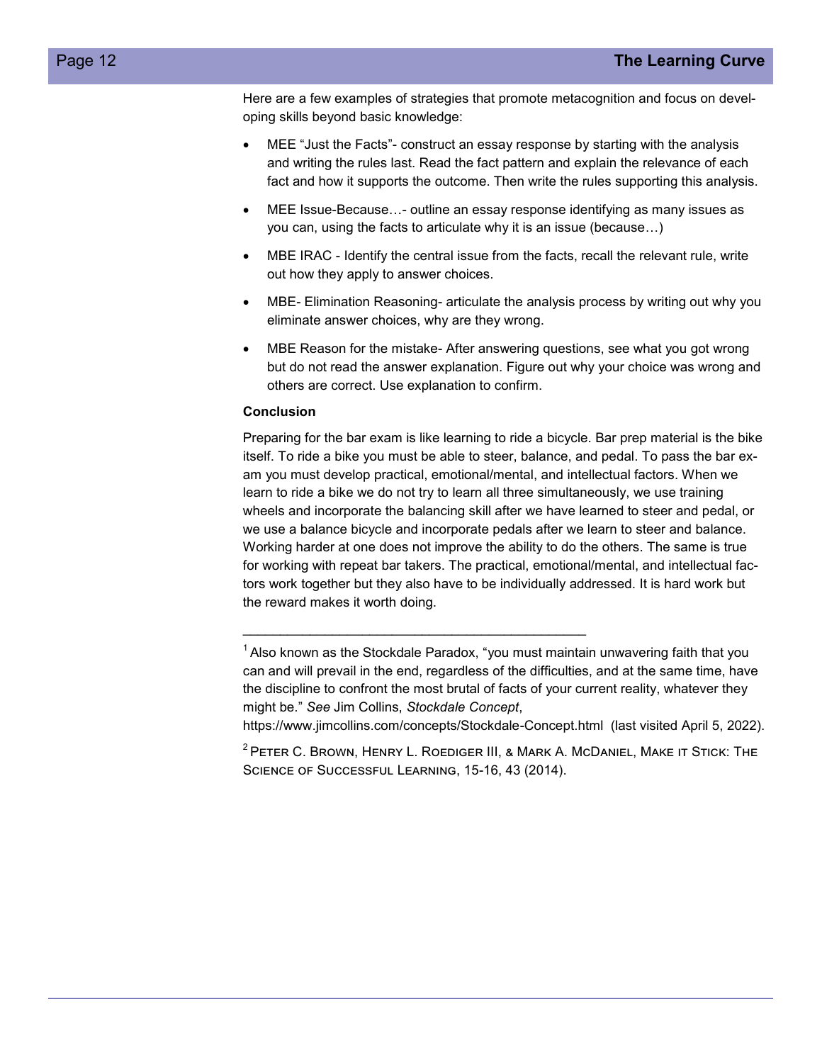Here are a few examples of strategies that promote metacognition and focus on developing skills beyond basic knowledge:

- MEE "Just the Facts"- construct an essay response by starting with the analysis and writing the rules last. Read the fact pattern and explain the relevance of each fact and how it supports the outcome. Then write the rules supporting this analysis.
- MEE Issue-Because…- outline an essay response identifying as many issues as you can, using the facts to articulate why it is an issue (because…)
- MBE IRAC - Identify the central issue from the facts, recall the relevant rule, write out how they apply to answer choices.
- MBE- Elimination Reasoning- articulate the analysis process by writing out why you eliminate answer choices, why are they wrong.
- MBE Reason for the mistake- After answering questions, see what you got wrong but do not read the answer explanation. Figure out why your choice was wrong and others are correct. Use explanation to confirm.

**Conclusion**

Preparing for the bar exam is like learning to ride a bicycle. Bar prep material is the bike itself. To ride a bike you must be able to steer, balance, and pedal. To pass the bar exam you must develop practical, emotional/mental, and intellectual factors. When we learn to ride a bike we do not try to learn all three simultaneously, we use training wheels and incorporate the balancing skill after we have learned to steer and pedal, or we use a balance bicycle and incorporate pedals after we learn to steer and balance. Working harder at one does not improve the ability to do the others. The same is true for working with repeat bar takers. The practical, emotional/mental, and intellectual factors work together but they also have to be individually addressed. It is hard work but the reward makes it worth doing.

---

[1] Also known as the Stockdale Paradox, "you must maintain unwavering faith that you can and will prevail in the end, regardless of the difficulties, and at the same time, have the discipline to confront the most brutal of facts of your current reality, whatever they might be." *See* Jim Collins, *Stockdale Concept*, https://www.jimcollins.com/concepts/Stockdale-Concept.html (last visited April 5, 2022).

[2] Peter C. Brown, Henry L. Roediger III, & Mark A. McDaniel, Make it Stick: The Science of Successful Learning, 15-16, 43 (2014).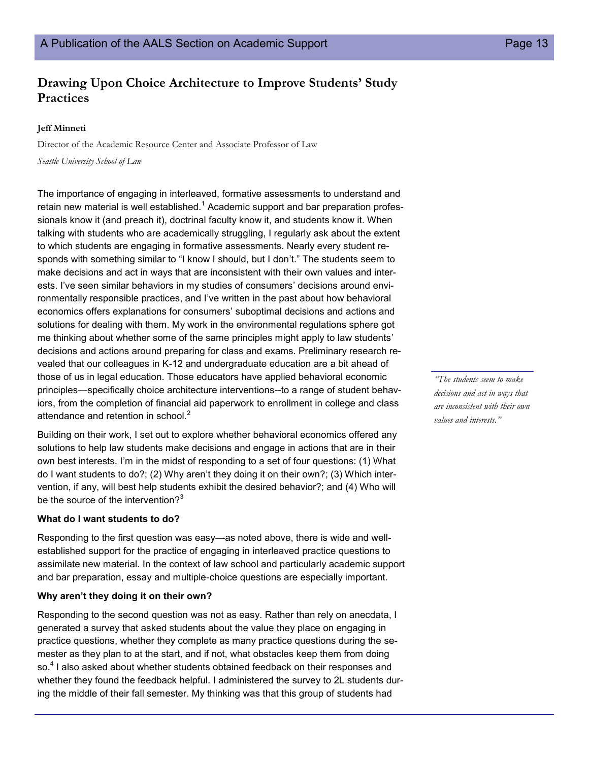## Drawing Upon Choice Architecture to Improve Students' Study Practices

**Jeff Minneti**

Director of the Academic Resource Center and Associate Professor of Law

*Seattle University School of Law*

The importance of engaging in interleaved, formative assessments to understand and retain new material is well established.[1] Academic support and bar preparation professionals know it (and preach it), doctrinal faculty know it, and students know it. When talking with students who are academically struggling, I regularly ask about the extent to which students are engaging in formative assessments. Nearly every student responds with something similar to "I know I should, but I don't." The students seem to make decisions and act in ways that are inconsistent with their own values and interests. I've seen similar behaviors in my studies of consumers' decisions around environmentally responsible practices, and I've written in the past about how behavioral economics offers explanations for consumers' suboptimal decisions and actions and solutions for dealing with them. My work in the environmental regulations sphere got me thinking about whether some of the same principles might apply to law students' decisions and actions around preparing for class and exams. Preliminary research revealed that our colleagues in K-12 and undergraduate education are a bit ahead of those of us in legal education. Those educators have applied behavioral economic principles—specifically choice architecture interventions--to a range of student behaviors, from the completion of financial aid paperwork to enrollment in college and class attendance and retention in school.[2]

*"The students seem to make decisions and act in ways that are inconsistent with their own values and interests."*

Building on their work, I set out to explore whether behavioral economics offered any solutions to help law students make decisions and engage in actions that are in their own best interests. I'm in the midst of responding to a set of four questions: (1) What do I want students to do?; (2) Why aren't they doing it on their own?; (3) Which intervention, if any, will best help students exhibit the desired behavior?; and (4) Who will be the source of the intervention?[3]

**What do I want students to do?**

Responding to the first question was easy—as noted above, there is wide and well-established support for the practice of engaging in interleaved practice questions to assimilate new material. In the context of law school and particularly academic support and bar preparation, essay and multiple-choice questions are especially important.

**Why aren't they doing it on their own?**

Responding to the second question was not as easy. Rather than rely on anecdata, I generated a survey that asked students about the value they place on engaging in practice questions, whether they complete as many practice questions during the semester as they plan to at the start, and if not, what obstacles keep them from doing so.[4] I also asked about whether students obtained feedback on their responses and whether they found the feedback helpful. I administered the survey to 2L students during the middle of their fall semester. My thinking was that this group of students had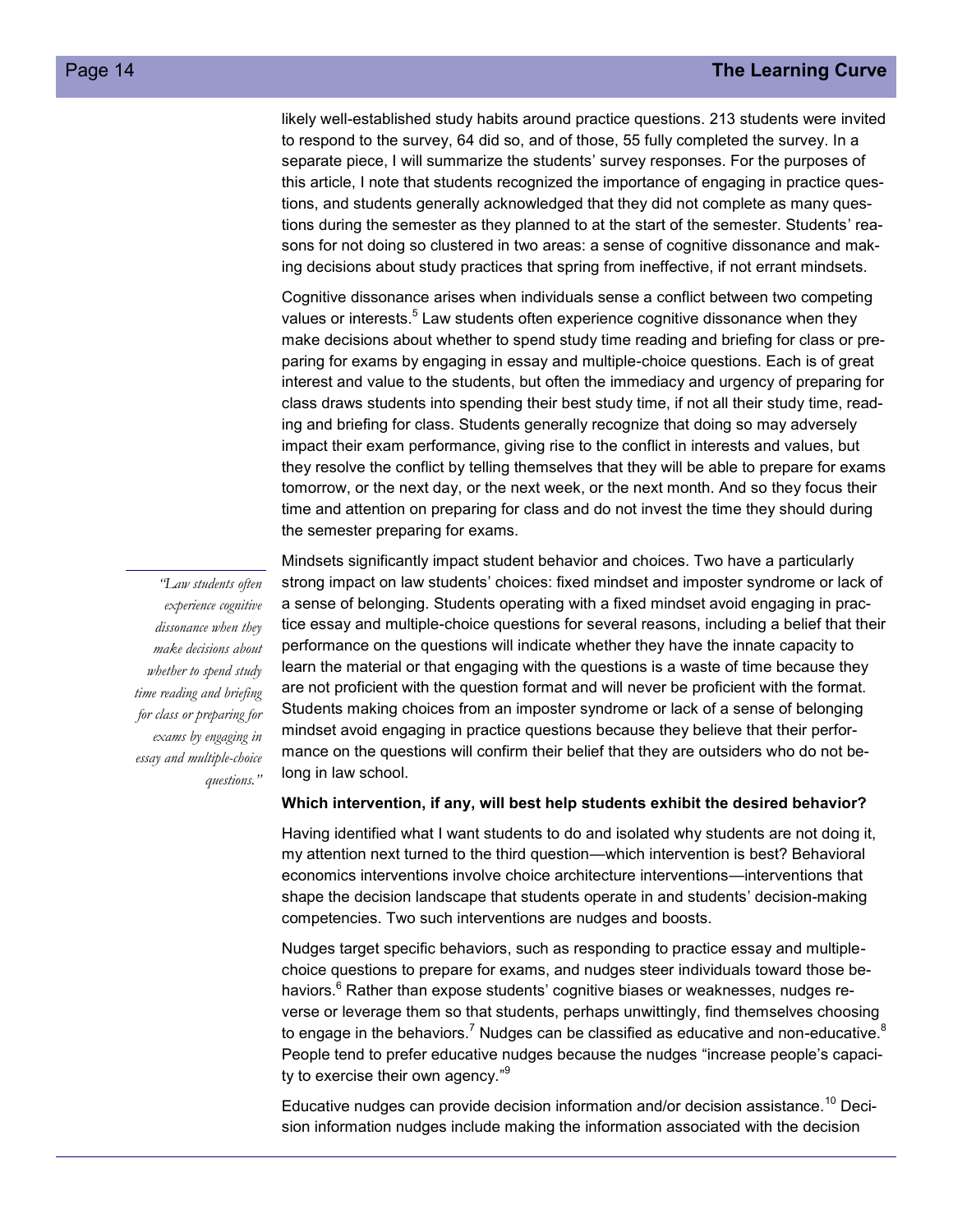likely well-established study habits around practice questions. 213 students were invited to respond to the survey, 64 did so, and of those, 55 fully completed the survey. In a separate piece, I will summarize the students' survey responses. For the purposes of this article, I note that students recognized the importance of engaging in practice questions, and students generally acknowledged that they did not complete as many questions during the semester as they planned to at the start of the semester. Students' reasons for not doing so clustered in two areas: a sense of cognitive dissonance and making decisions about study practices that spring from ineffective, if not errant mindsets.

Cognitive dissonance arises when individuals sense a conflict between two competing values or interests.[5] Law students often experience cognitive dissonance when they make decisions about whether to spend study time reading and briefing for class or preparing for exams by engaging in essay and multiple-choice questions. Each is of great interest and value to the students, but often the immediacy and urgency of preparing for class draws students into spending their best study time, if not all their study time, reading and briefing for class. Students generally recognize that doing so may adversely impact their exam performance, giving rise to the conflict in interests and values, but they resolve the conflict by telling themselves that they will be able to prepare for exams tomorrow, or the next day, or the next week, or the next month. And so they focus their time and attention on preparing for class and do not invest the time they should during the semester preparing for exams.

> *"Law students often experience cognitive dissonance when they make decisions about whether to spend study time reading and briefing for class or preparing for exams by engaging in essay and multiple-choice questions."*

Mindsets significantly impact student behavior and choices. Two have a particularly strong impact on law students' choices: fixed mindset and imposter syndrome or lack of a sense of belonging. Students operating with a fixed mindset avoid engaging in practice essay and multiple-choice questions for several reasons, including a belief that their performance on the questions will indicate whether they have the innate capacity to learn the material or that engaging with the questions is a waste of time because they are not proficient with the question format and will never be proficient with the format. Students making choices from an imposter syndrome or lack of a sense of belonging mindset avoid engaging in practice questions because they believe that their performance on the questions will confirm their belief that they are outsiders who do not belong in law school.

**Which intervention, if any, will best help students exhibit the desired behavior?**

Having identified what I want students to do and isolated why students are not doing it, my attention next turned to the third question—which intervention is best? Behavioral economics interventions involve choice architecture interventions—interventions that shape the decision landscape that students operate in and students' decision-making competencies. Two such interventions are nudges and boosts.

Nudges target specific behaviors, such as responding to practice essay and multiple-choice questions to prepare for exams, and nudges steer individuals toward those behaviors.[6] Rather than expose students' cognitive biases or weaknesses, nudges reverse or leverage them so that students, perhaps unwittingly, find themselves choosing to engage in the behaviors.[7] Nudges can be classified as educative and non-educative.[8] People tend to prefer educative nudges because the nudges "increase people's capacity to exercise their own agency."[9]

Educative nudges can provide decision information and/or decision assistance.[10] Decision information nudges include making the information associated with the decision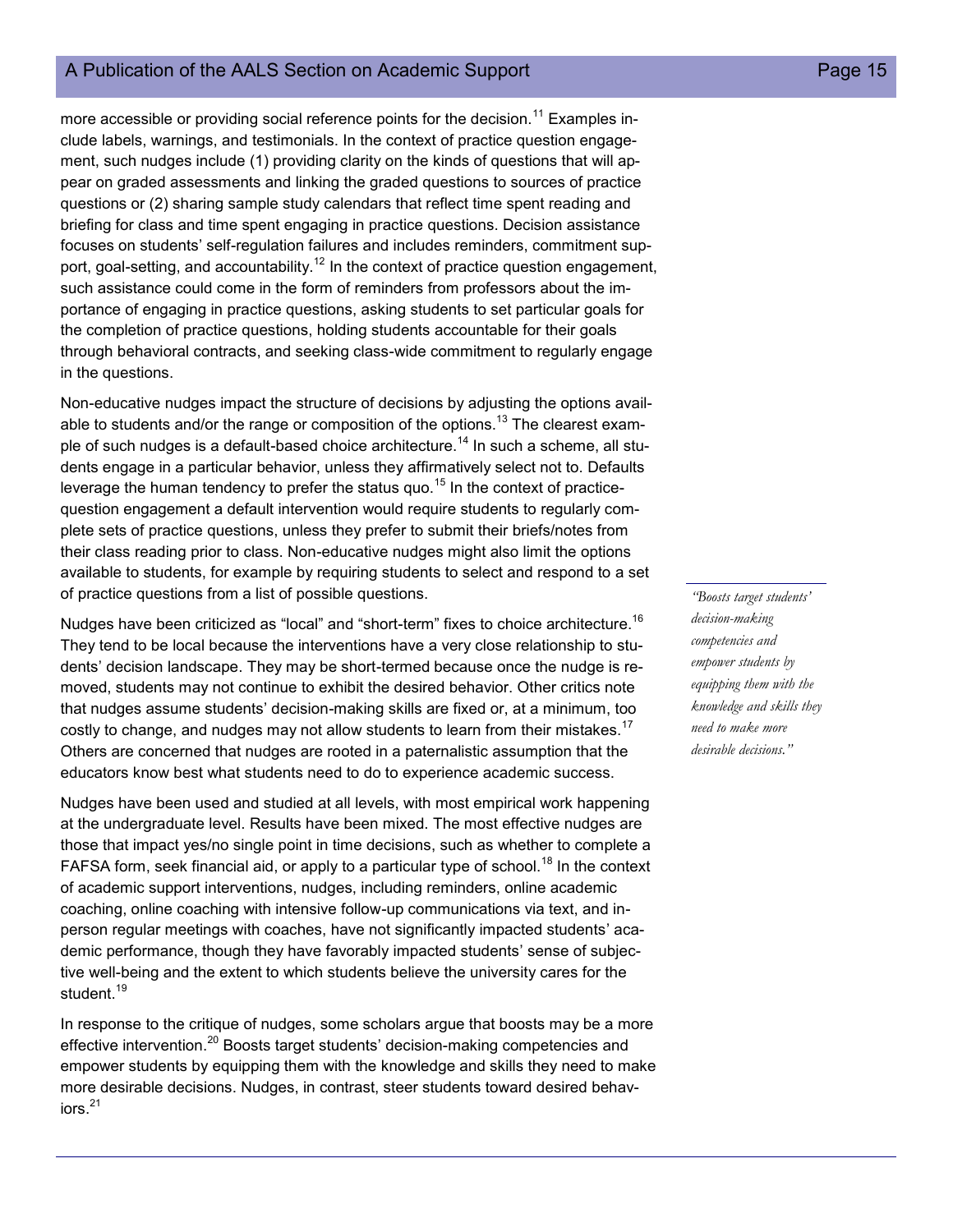more accessible or providing social reference points for the decision.[11] Examples include labels, warnings, and testimonials. In the context of practice question engagement, such nudges include (1) providing clarity on the kinds of questions that will appear on graded assessments and linking the graded questions to sources of practice questions or (2) sharing sample study calendars that reflect time spent reading and briefing for class and time spent engaging in practice questions. Decision assistance focuses on students' self-regulation failures and includes reminders, commitment support, goal-setting, and accountability.[12] In the context of practice question engagement, such assistance could come in the form of reminders from professors about the importance of engaging in practice questions, asking students to set particular goals for the completion of practice questions, holding students accountable for their goals through behavioral contracts, and seeking class-wide commitment to regularly engage in the questions.

Non-educative nudges impact the structure of decisions by adjusting the options available to students and/or the range or composition of the options.[13] The clearest example of such nudges is a default-based choice architecture.[14] In such a scheme, all students engage in a particular behavior, unless they affirmatively select not to. Defaults leverage the human tendency to prefer the status quo.[15] In the context of practice-question engagement a default intervention would require students to regularly complete sets of practice questions, unless they prefer to submit their briefs/notes from their class reading prior to class. Non-educative nudges might also limit the options available to students, for example by requiring students to select and respond to a set of practice questions from a list of possible questions.

Nudges have been criticized as "local" and "short-term" fixes to choice architecture.[16] They tend to be local because the interventions have a very close relationship to students' decision landscape. They may be short-termed because once the nudge is removed, students may not continue to exhibit the desired behavior. Other critics note that nudges assume students' decision-making skills are fixed or, at a minimum, too costly to change, and nudges may not allow students to learn from their mistakes.[17] Others are concerned that nudges are rooted in a paternalistic assumption that the educators know best what students need to do to experience academic success.

*"Boosts target students' decision-making competencies and empower students by equipping them with the knowledge and skills they need to make more desirable decisions."*

Nudges have been used and studied at all levels, with most empirical work happening at the undergraduate level. Results have been mixed. The most effective nudges are those that impact yes/no single point in time decisions, such as whether to complete a FAFSA form, seek financial aid, or apply to a particular type of school.[18] In the context of academic support interventions, nudges, including reminders, online academic coaching, online coaching with intensive follow-up communications via text, and in-person regular meetings with coaches, have not significantly impacted students' academic performance, though they have favorably impacted students' sense of subjective well-being and the extent to which students believe the university cares for the student.[19]

In response to the critique of nudges, some scholars argue that boosts may be a more effective intervention.[20] Boosts target students' decision-making competencies and empower students by equipping them with the knowledge and skills they need to make more desirable decisions. Nudges, in contrast, steer students toward desired behaviors.[21]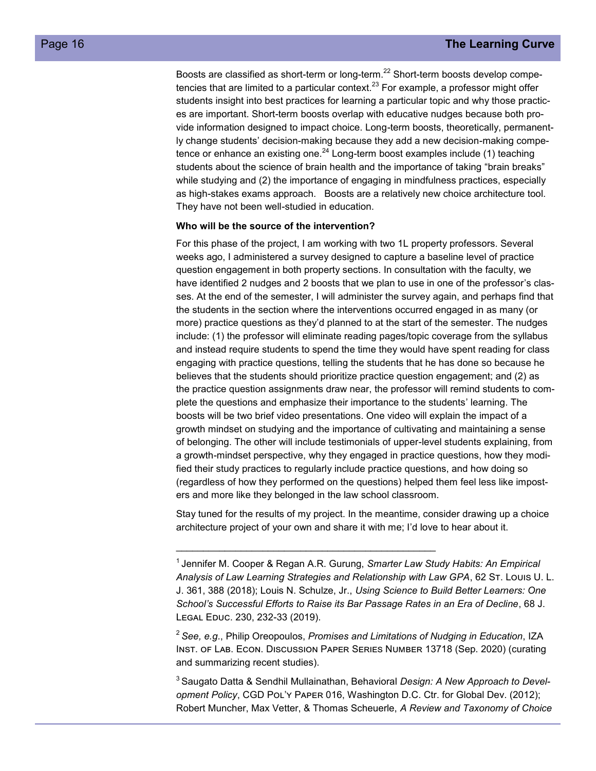Boosts are classified as short-term or long-term.[22] Short-term boosts develop competencies that are limited to a particular context.[23] For example, a professor might offer students insight into best practices for learning a particular topic and why those practices are important. Short-term boosts overlap with educative nudges because both provide information designed to impact choice. Long-term boosts, theoretically, permanently change students' decision-making because they add a new decision-making competence or enhance an existing one.[24] Long-term boost examples include (1) teaching students about the science of brain health and the importance of taking "brain breaks" while studying and (2) the importance of engaging in mindfulness practices, especially as high-stakes exams approach. Boosts are a relatively new choice architecture tool. They have not been well-studied in education.

**Who will be the source of the intervention?**

For this phase of the project, I am working with two 1L property professors. Several weeks ago, I administered a survey designed to capture a baseline level of practice question engagement in both property sections. In consultation with the faculty, we have identified 2 nudges and 2 boosts that we plan to use in one of the professor's classes. At the end of the semester, I will administer the survey again, and perhaps find that the students in the section where the interventions occurred engaged in as many (or more) practice questions as they'd planned to at the start of the semester. The nudges include: (1) the professor will eliminate reading pages/topic coverage from the syllabus and instead require students to spend the time they would have spent reading for class engaging with practice questions, telling the students that he has done so because he believes that the students should prioritize practice question engagement; and (2) as the practice question assignments draw near, the professor will remind students to complete the questions and emphasize their importance to the students' learning. The boosts will be two brief video presentations. One video will explain the impact of a growth mindset on studying and the importance of cultivating and maintaining a sense of belonging. The other will include testimonials of upper-level students explaining, from a growth-mindset perspective, why they engaged in practice questions, how they modified their study practices to regularly include practice questions, and how doing so (regardless of how they performed on the questions) helped them feel less like imposters and more like they belonged in the law school classroom.

Stay tuned for the results of my project. In the meantime, consider drawing up a choice architecture project of your own and share it with me; I'd love to hear about it.

---

[1] Jennifer M. Cooper & Regan A.R. Gurung, *Smarter Law Study Habits: An Empirical Analysis of Law Learning Strategies and Relationship with Law GPA*, 62 St. Louis U. L. J. 361, 388 (2018); Louis N. Schulze, Jr., *Using Science to Build Better Learners: One School's Successful Efforts to Raise its Bar Passage Rates in an Era of Decline*, 68 J. Legal Educ. 230, 232-33 (2019).

[2] *See, e.g.*, Philip Oreopoulos, *Promises and Limitations of Nudging in Education*, IZA Inst. of Lab. Econ. Discussion Paper Series Number 13718 (Sep. 2020) (curating and summarizing recent studies).

[3] Saugato Datta & Sendhil Mullainathan, Behavioral *Design: A New Approach to Development Policy*, CGD Pol'y Paper 016, Washington D.C. Ctr. for Global Dev. (2012); Robert Muncher, Max Vetter, & Thomas Scheuerle, *A Review and Taxonomy of Choice*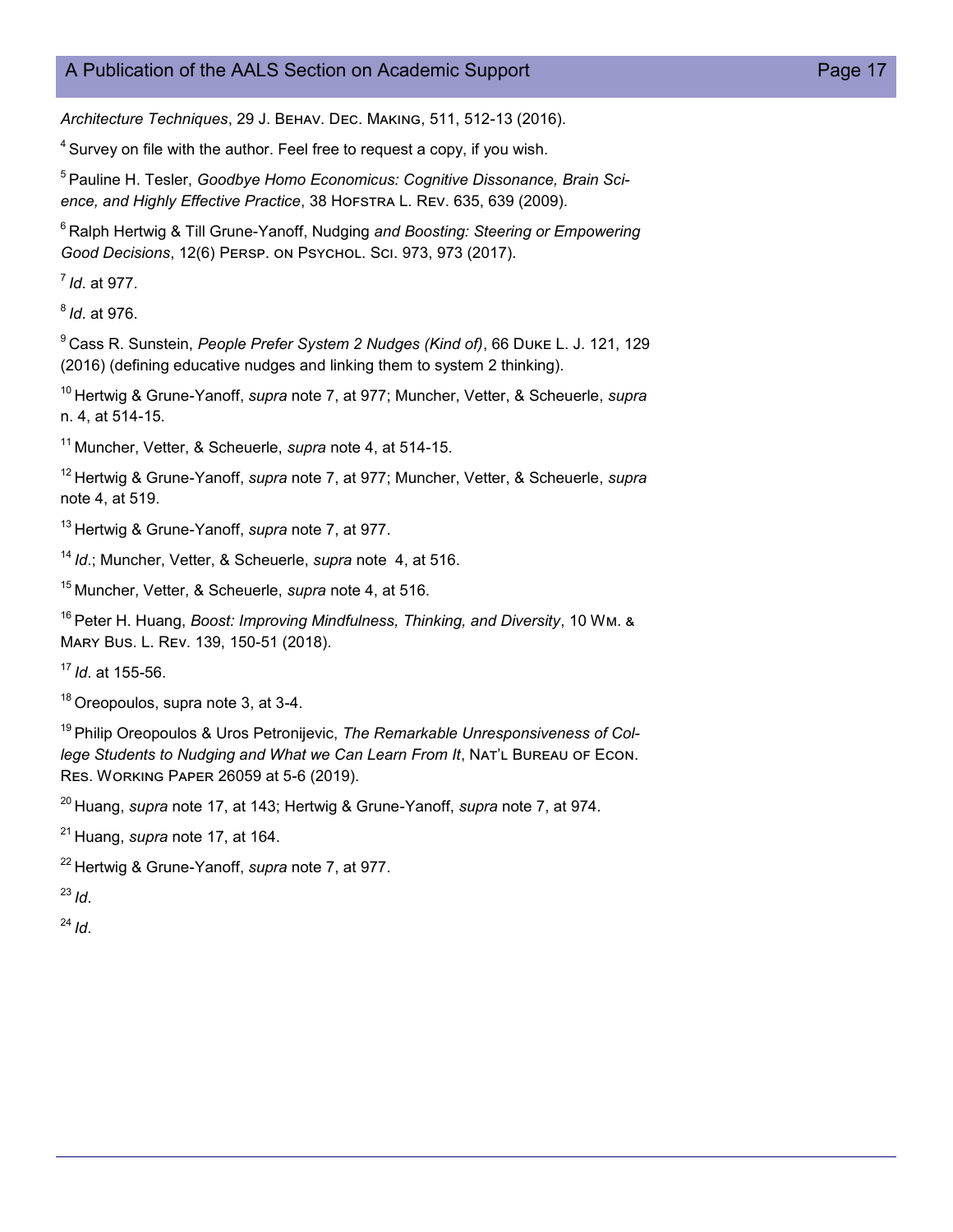*Architecture Techniques*, 29 J. Behav. Dec. Making, 511, 512-13 (2016).

[4] Survey on file with the author. Feel free to request a copy, if you wish.

[5] Pauline H. Tesler, *Goodbye Homo Economicus: Cognitive Dissonance, Brain Science, and Highly Effective Practice*, 38 Hofstra L. Rev. 635, 639 (2009).

[6] Ralph Hertwig & Till Grune-Yanoff, Nudging *and Boosting: Steering or Empowering Good Decisions*, 12(6) Persp. on Psychol. Sci. 973, 973 (2017).

[7] *Id*. at 977.

[8] *Id*. at 976.

[9] Cass R. Sunstein, *People Prefer System 2 Nudges (Kind of)*, 66 Duke L. J. 121, 129 (2016) (defining educative nudges and linking them to system 2 thinking).

[10] Hertwig & Grune-Yanoff, *supra* note 7, at 977; Muncher, Vetter, & Scheuerle, *supra* n. 4, at 514-15.

[11] Muncher, Vetter, & Scheuerle, *supra* note 4, at 514-15.

[12] Hertwig & Grune-Yanoff, *supra* note 7, at 977; Muncher, Vetter, & Scheuerle, *supra* note 4, at 519.

[13] Hertwig & Grune-Yanoff, *supra* note 7, at 977.

[14] *Id*.; Muncher, Vetter, & Scheuerle, *supra* note 4, at 516.

[15] Muncher, Vetter, & Scheuerle, *supra* note 4, at 516.

[16] Peter H. Huang, *Boost: Improving Mindfulness, Thinking, and Diversity*, 10 Wm. & Mary Bus. L. Rev. 139, 150-51 (2018).

[17] *Id*. at 155-56.

[18] Oreopoulos, supra note 3, at 3-4.

[19] Philip Oreopoulos & Uros Petronijevic, *The Remarkable Unresponsiveness of College Students to Nudging and What we Can Learn From It*, Nat'l Bureau of Econ. Res. Working Paper 26059 at 5-6 (2019).

[20] Huang, *supra* note 17, at 143; Hertwig & Grune-Yanoff, *supra* note 7, at 974.

[21] Huang, *supra* note 17, at 164.

[22] Hertwig & Grune-Yanoff, *supra* note 7, at 977.

[23] *Id*.

[24] *Id*.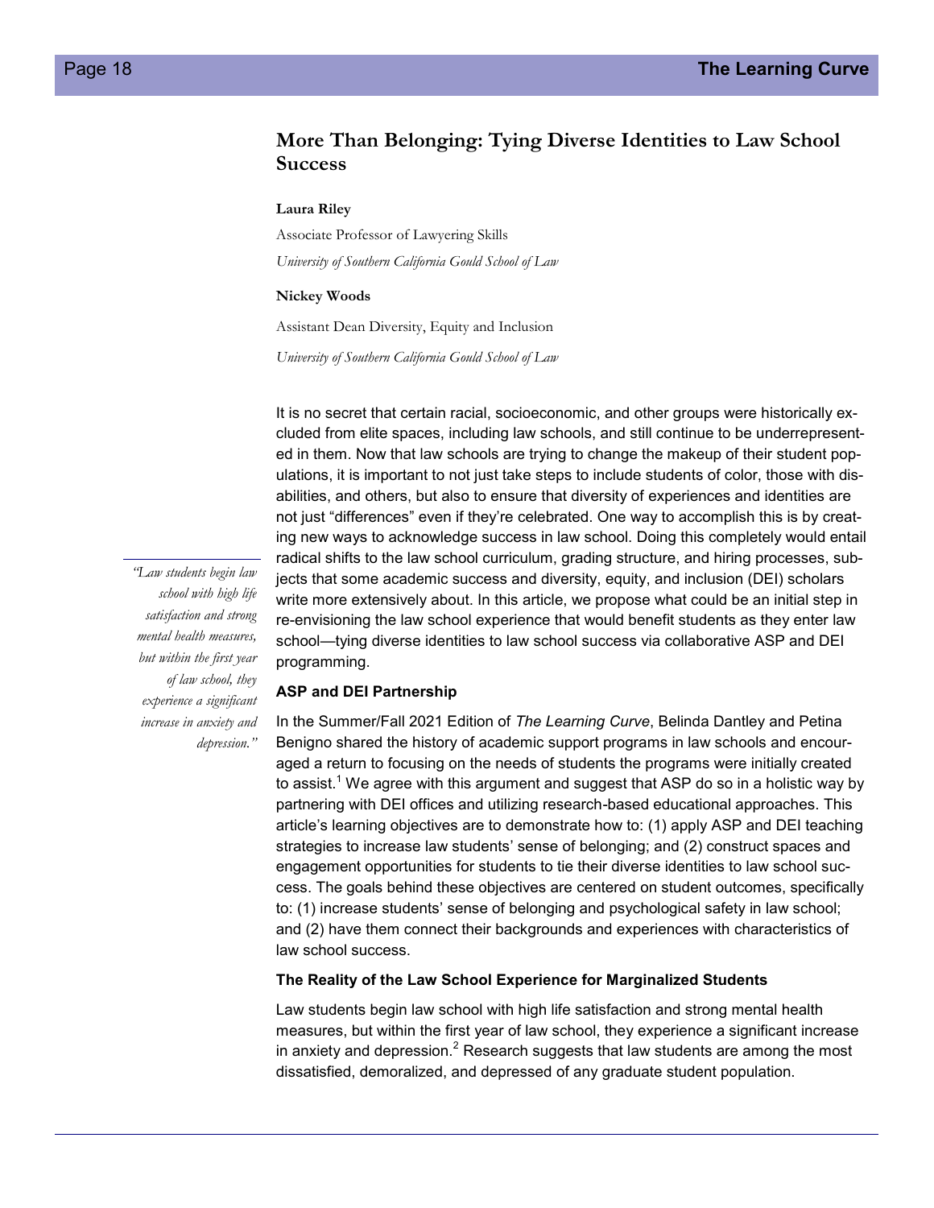## More Than Belonging: Tying Diverse Identities to Law School Success

**Laura Riley**

Associate Professor of Lawyering Skills

*University of Southern California Gould School of Law*

**Nickey Woods**

Assistant Dean Diversity, Equity and Inclusion

*University of Southern California Gould School of Law*

It is no secret that certain racial, socioeconomic, and other groups were historically excluded from elite spaces, including law schools, and still continue to be underrepresented in them. Now that law schools are trying to change the makeup of their student populations, it is important to not just take steps to include students of color, those with disabilities, and others, but also to ensure that diversity of experiences and identities are not just "differences" even if they're celebrated. One way to accomplish this is by creating new ways to acknowledge success in law school. Doing this completely would entail radical shifts to the law school curriculum, grading structure, and hiring processes, subjects that some academic success and diversity, equity, and inclusion (DEI) scholars write more extensively about. In this article, we propose what could be an initial step in re-envisioning the law school experience that would benefit students as they enter law school—tying diverse identities to law school success via collaborative ASP and DEI programming.

> *"Law students begin law school with high life satisfaction and strong mental health measures, but within the first year of law school, they experience a significant increase in anxiety and depression."*

### ASP and DEI Partnership

In the Summer/Fall 2021 Edition of *The Learning Curve*, Belinda Dantley and Petina Benigno shared the history of academic support programs in law schools and encouraged a return to focusing on the needs of students the programs were initially created to assist.[1] We agree with this argument and suggest that ASP do so in a holistic way by partnering with DEI offices and utilizing research-based educational approaches. This article's learning objectives are to demonstrate how to: (1) apply ASP and DEI teaching strategies to increase law students' sense of belonging; and (2) construct spaces and engagement opportunities for students to tie their diverse identities to law school success. The goals behind these objectives are centered on student outcomes, specifically to: (1) increase students' sense of belonging and psychological safety in law school; and (2) have them connect their backgrounds and experiences with characteristics of law school success.

### The Reality of the Law School Experience for Marginalized Students

Law students begin law school with high life satisfaction and strong mental health measures, but within the first year of law school, they experience a significant increase in anxiety and depression.[2] Research suggests that law students are among the most dissatisfied, demoralized, and depressed of any graduate student population.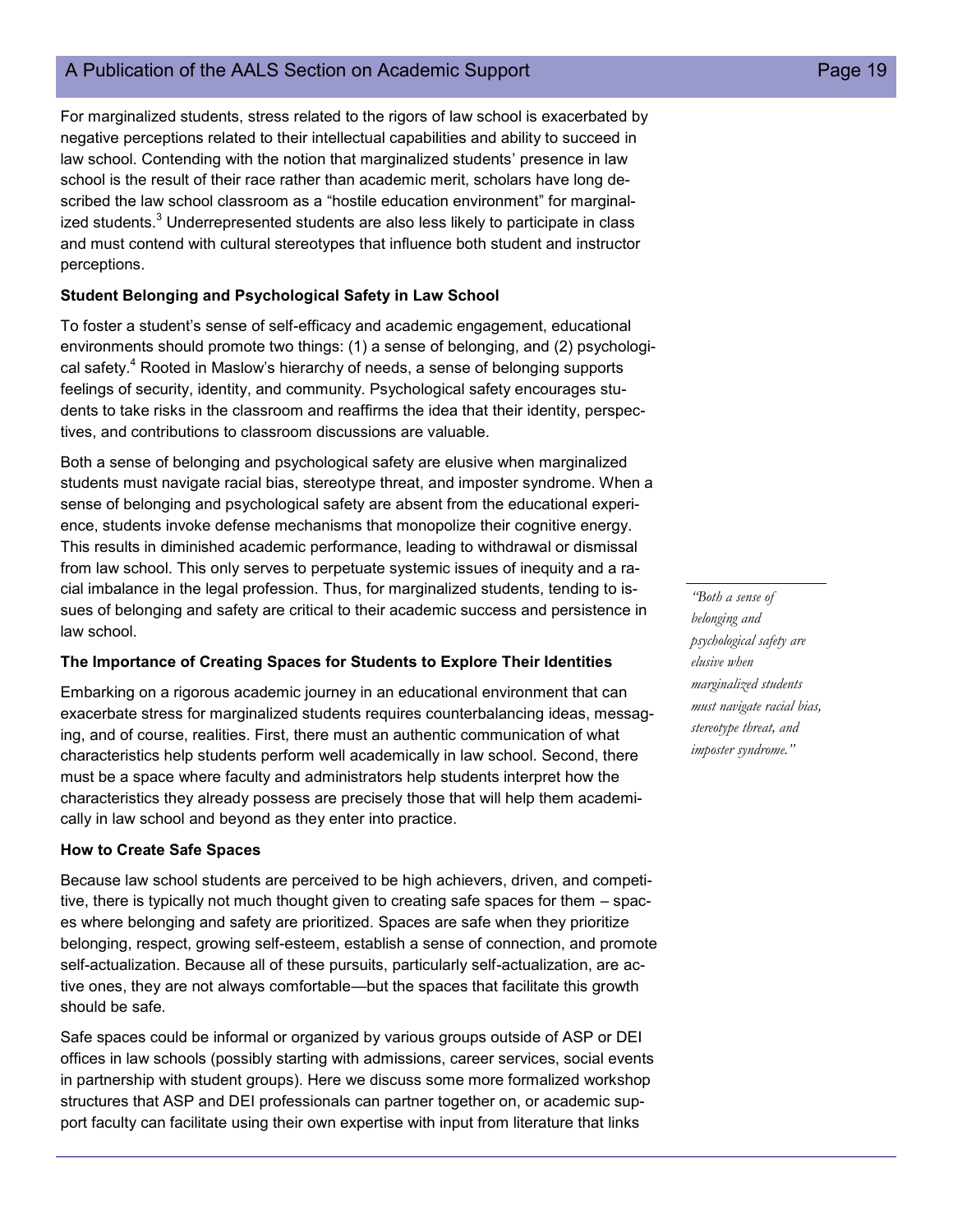For marginalized students, stress related to the rigors of law school is exacerbated by negative perceptions related to their intellectual capabilities and ability to succeed in law school. Contending with the notion that marginalized students' presence in law school is the result of their race rather than academic merit, scholars have long described the law school classroom as a "hostile education environment" for marginalized students.[3] Underrepresented students are also less likely to participate in class and must contend with cultural stereotypes that influence both student and instructor perceptions.

**Student Belonging and Psychological Safety in Law School**

To foster a student's sense of self-efficacy and academic engagement, educational environments should promote two things: (1) a sense of belonging, and (2) psychological safety.[4] Rooted in Maslow's hierarchy of needs, a sense of belonging supports feelings of security, identity, and community. Psychological safety encourages students to take risks in the classroom and reaffirms the idea that their identity, perspectives, and contributions to classroom discussions are valuable.

Both a sense of belonging and psychological safety are elusive when marginalized students must navigate racial bias, stereotype threat, and imposter syndrome. When a sense of belonging and psychological safety are absent from the educational experience, students invoke defense mechanisms that monopolize their cognitive energy. This results in diminished academic performance, leading to withdrawal or dismissal from law school. This only serves to perpetuate systemic issues of inequity and a racial imbalance in the legal profession. Thus, for marginalized students, tending to issues of belonging and safety are critical to their academic success and persistence in law school.

*"Both a sense of belonging and psychological safety are elusive when marginalized students must navigate racial bias, stereotype threat, and imposter syndrome."*

**The Importance of Creating Spaces for Students to Explore Their Identities**

Embarking on a rigorous academic journey in an educational environment that can exacerbate stress for marginalized students requires counterbalancing ideas, messaging, and of course, realities. First, there must an authentic communication of what characteristics help students perform well academically in law school. Second, there must be a space where faculty and administrators help students interpret how the characteristics they already possess are precisely those that will help them academically in law school and beyond as they enter into practice.

**How to Create Safe Spaces**

Because law school students are perceived to be high achievers, driven, and competitive, there is typically not much thought given to creating safe spaces for them – spaces where belonging and safety are prioritized. Spaces are safe when they prioritize belonging, respect, growing self-esteem, establish a sense of connection, and promote self-actualization. Because all of these pursuits, particularly self-actualization, are active ones, they are not always comfortable—but the spaces that facilitate this growth should be safe.

Safe spaces could be informal or organized by various groups outside of ASP or DEI offices in law schools (possibly starting with admissions, career services, social events in partnership with student groups). Here we discuss some more formalized workshop structures that ASP and DEI professionals can partner together on, or academic support faculty can facilitate using their own expertise with input from literature that links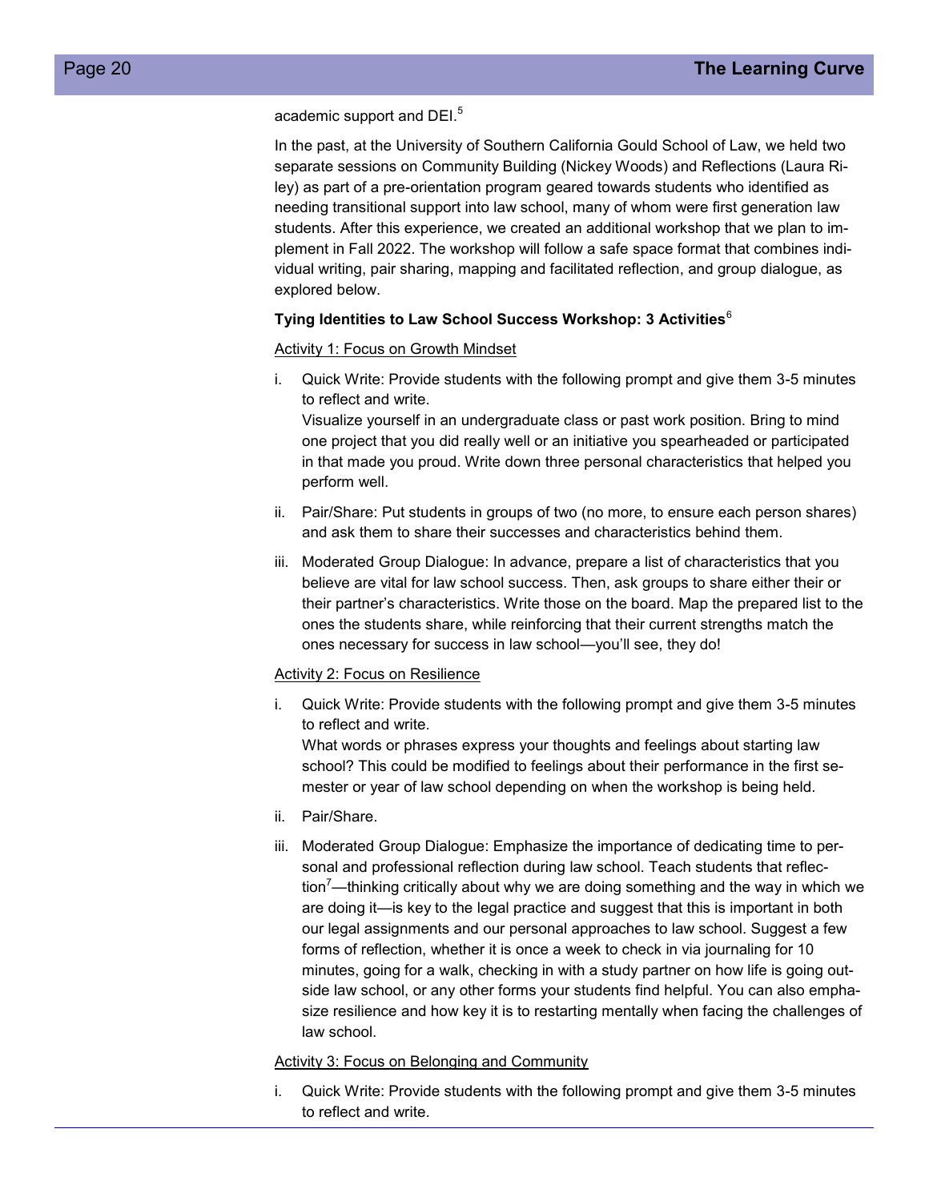academic support and DEI.[5]

In the past, at the University of Southern California Gould School of Law, we held two separate sessions on Community Building (Nickey Woods) and Reflections (Laura Riley) as part of a pre-orientation program geared towards students who identified as needing transitional support into law school, many of whom were first generation law students. After this experience, we created an additional workshop that we plan to implement in Fall 2022. The workshop will follow a safe space format that combines individual writing, pair sharing, mapping and facilitated reflection, and group dialogue, as explored below.

**Tying Identities to Law School Success Workshop: 3 Activities**[6]

Activity 1: Focus on Growth Mindset

i. Quick Write: Provide students with the following prompt and give them 3-5 minutes to reflect and write.
   Visualize yourself in an undergraduate class or past work position. Bring to mind one project that you did really well or an initiative you spearheaded or participated in that made you proud. Write down three personal characteristics that helped you perform well.

ii. Pair/Share: Put students in groups of two (no more, to ensure each person shares) and ask them to share their successes and characteristics behind them.

iii. Moderated Group Dialogue: In advance, prepare a list of characteristics that you believe are vital for law school success. Then, ask groups to share either their or their partner's characteristics. Write those on the board. Map the prepared list to the ones the students share, while reinforcing that their current strengths match the ones necessary for success in law school—you'll see, they do!

Activity 2: Focus on Resilience

i. Quick Write: Provide students with the following prompt and give them 3-5 minutes to reflect and write.
   What words or phrases express your thoughts and feelings about starting law school? This could be modified to feelings about their performance in the first semester or year of law school depending on when the workshop is being held.

ii. Pair/Share.

iii. Moderated Group Dialogue: Emphasize the importance of dedicating time to personal and professional reflection during law school. Teach students that reflection[7]—thinking critically about why we are doing something and the way in which we are doing it—is key to the legal practice and suggest that this is important in both our legal assignments and our personal approaches to law school. Suggest a few forms of reflection, whether it is once a week to check in via journaling for 10 minutes, going for a walk, checking in with a study partner on how life is going outside law school, or any other forms your students find helpful. You can also emphasize resilience and how key it is to restarting mentally when facing the challenges of law school.

Activity 3: Focus on Belonging and Community

i. Quick Write: Provide students with the following prompt and give them 3-5 minutes to reflect and write.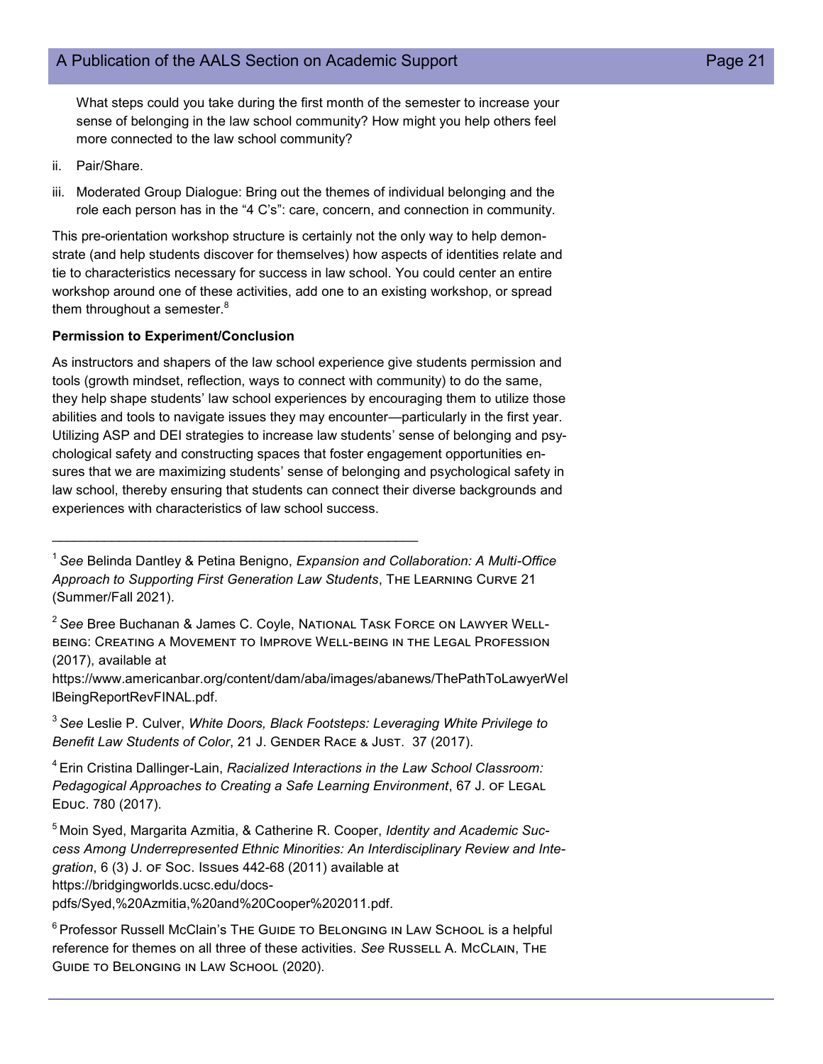What steps could you take during the first month of the semester to increase your sense of belonging in the law school community? How might you help others feel more connected to the law school community?

ii. Pair/Share.

iii. Moderated Group Dialogue: Bring out the themes of individual belonging and the role each person has in the "4 C's": care, concern, and connection in community.

This pre-orientation workshop structure is certainly not the only way to help demonstrate (and help students discover for themselves) how aspects of identities relate and tie to characteristics necessary for success in law school. You could center an entire workshop around one of these activities, add one to an existing workshop, or spread them throughout a semester.[8]

**Permission to Experiment/Conclusion**

As instructors and shapers of the law school experience give students permission and tools (growth mindset, reflection, ways to connect with community) to do the same, they help shape students' law school experiences by encouraging them to utilize those abilities and tools to navigate issues they may encounter—particularly in the first year. Utilizing ASP and DEI strategies to increase law students' sense of belonging and psychological safety and constructing spaces that foster engagement opportunities ensures that we are maximizing students' sense of belonging and psychological safety in law school, thereby ensuring that students can connect their diverse backgrounds and experiences with characteristics of law school success.

---

[1] *See* Belinda Dantley & Petina Benigno, *Expansion and Collaboration: A Multi-Office Approach to Supporting First Generation Law Students*, The Learning Curve 21 (Summer/Fall 2021).

[2] *See* Bree Buchanan & James C. Coyle, National Task Force on Lawyer Well-being: Creating a Movement to Improve Well-being in the Legal Profession (2017), available at https://www.americanbar.org/content/dam/aba/images/abanews/ThePathToLawyerWellBeingReportRevFINAL.pdf.

[3] *See* Leslie P. Culver, *White Doors, Black Footsteps: Leveraging White Privilege to Benefit Law Students of Color*, 21 J. Gender Race & Just. 37 (2017).

[4] Erin Cristina Dallinger-Lain, *Racialized Interactions in the Law School Classroom: Pedagogical Approaches to Creating a Safe Learning Environment*, 67 J. of Legal Educ. 780 (2017).

[5] Moin Syed, Margarita Azmitia, & Catherine R. Cooper, *Identity and Academic Success Among Underrepresented Ethnic Minorities: An Interdisciplinary Review and Integration*, 6 (3) J. of Soc. Issues 442-68 (2011) available at https://bridgingworlds.ucsc.edu/docs-pdfs/Syed,%20Azmitia,%20and%20Cooper%202011.pdf.

[6] Professor Russell McClain's The Guide to Belonging in Law School is a helpful reference for themes on all three of these activities. *See* Russell A. McClain, The Guide to Belonging in Law School (2020).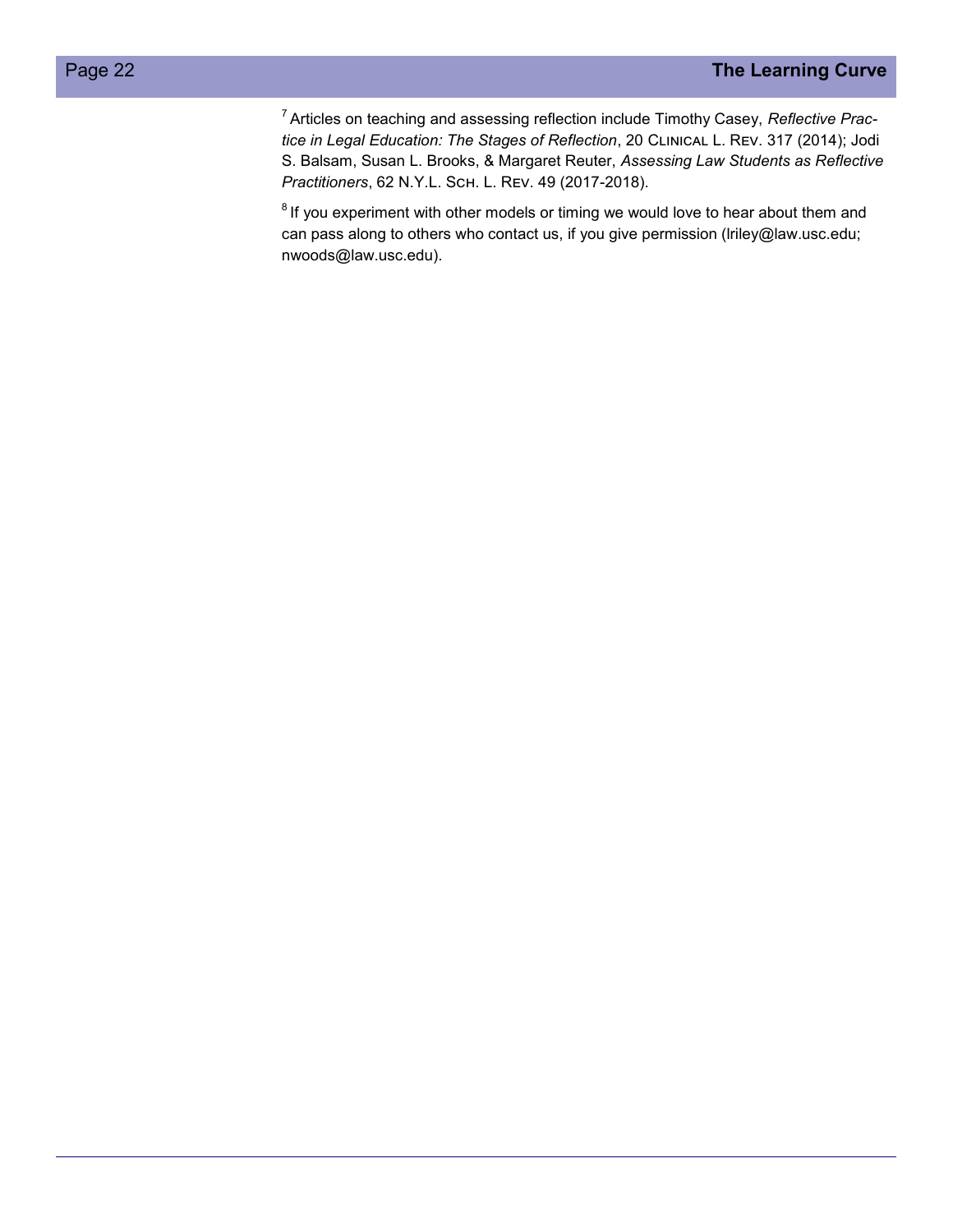[7] Articles on teaching and assessing reflection include Timothy Casey, *Reflective Practice in Legal Education: The Stages of Reflection*, 20 CLINICAL L. REV. 317 (2014); Jodi S. Balsam, Susan L. Brooks, & Margaret Reuter, *Assessing Law Students as Reflective Practitioners*, 62 N.Y.L. SCH. L. REV. 49 (2017-2018).

[8] If you experiment with other models or timing we would love to hear about them and can pass along to others who contact us, if you give permission (lriley@law.usc.edu; nwoods@law.usc.edu).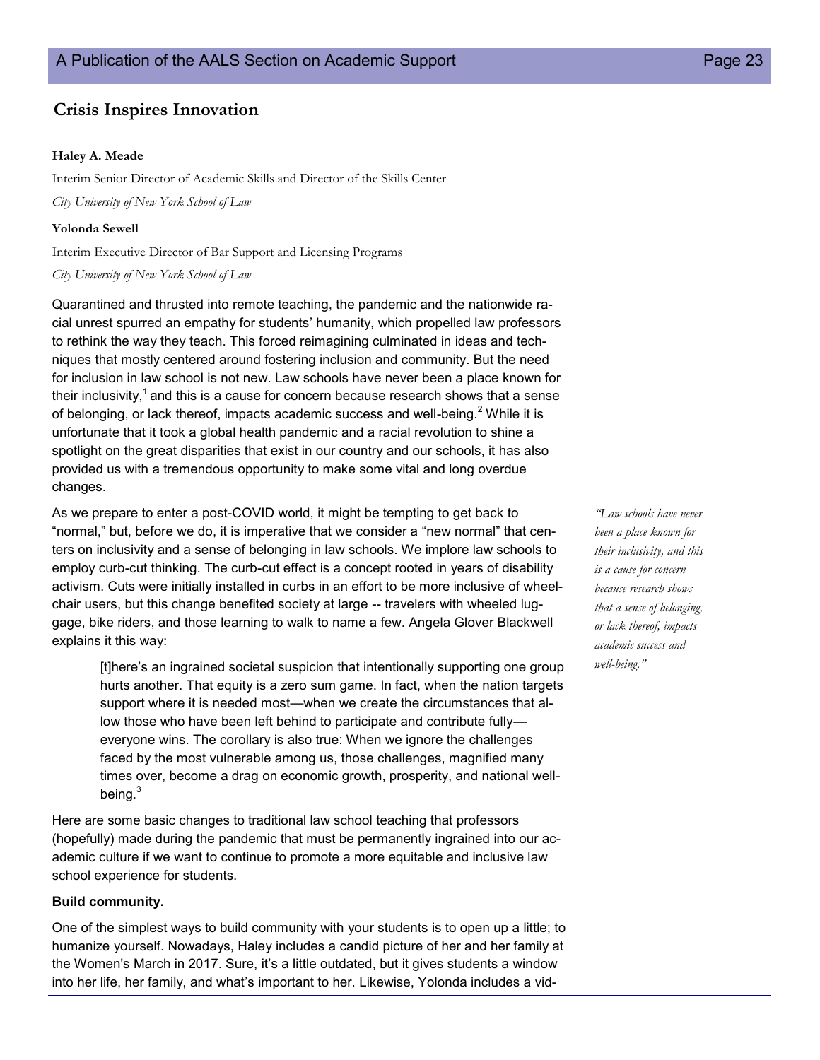## Crisis Inspires Innovation

**Haley A. Meade**

Interim Senior Director of Academic Skills and Director of the Skills Center

*City University of New York School of Law*

**Yolonda Sewell**

Interim Executive Director of Bar Support and Licensing Programs

*City University of New York School of Law*

Quarantined and thrusted into remote teaching, the pandemic and the nationwide racial unrest spurred an empathy for students' humanity, which propelled law professors to rethink the way they teach. This forced reimagining culminated in ideas and techniques that mostly centered around fostering inclusion and community. But the need for inclusion in law school is not new. Law schools have never been a place known for their inclusivity,[1] and this is a cause for concern because research shows that a sense of belonging, or lack thereof, impacts academic success and well-being.[2] While it is unfortunate that it took a global health pandemic and a racial revolution to shine a spotlight on the great disparities that exist in our country and our schools, it has also provided us with a tremendous opportunity to make some vital and long overdue changes.

As we prepare to enter a post-COVID world, it might be tempting to get back to "normal," but, before we do, it is imperative that we consider a "new normal" that centers on inclusivity and a sense of belonging in law schools. We implore law schools to employ curb-cut thinking. The curb-cut effect is a concept rooted in years of disability activism. Cuts were initially installed in curbs in an effort to be more inclusive of wheelchair users, but this change benefited society at large -- travelers with wheeled luggage, bike riders, and those learning to walk to name a few. Angela Glover Blackwell explains it this way:

> [t]here's an ingrained societal suspicion that intentionally supporting one group hurts another. That equity is a zero sum game. In fact, when the nation targets support where it is needed most—when we create the circumstances that allow those who have been left behind to participate and contribute fully—everyone wins. The corollary is also true: When we ignore the challenges faced by the most vulnerable among us, those challenges, magnified many times over, become a drag on economic growth, prosperity, and national well-being.[3]

*"Law schools have never been a place known for their inclusivity, and this is a cause for concern because research shows that a sense of belonging, or lack thereof, impacts academic success and well-being."*

Here are some basic changes to traditional law school teaching that professors (hopefully) made during the pandemic that must be permanently ingrained into our academic culture if we want to continue to promote a more equitable and inclusive law school experience for students.

**Build community.**

One of the simplest ways to build community with your students is to open up a little; to humanize yourself. Nowadays, Haley includes a candid picture of her and her family at the Women's March in 2017. Sure, it's a little outdated, but it gives students a window into her life, her family, and what's important to her. Likewise, Yolonda includes a vid-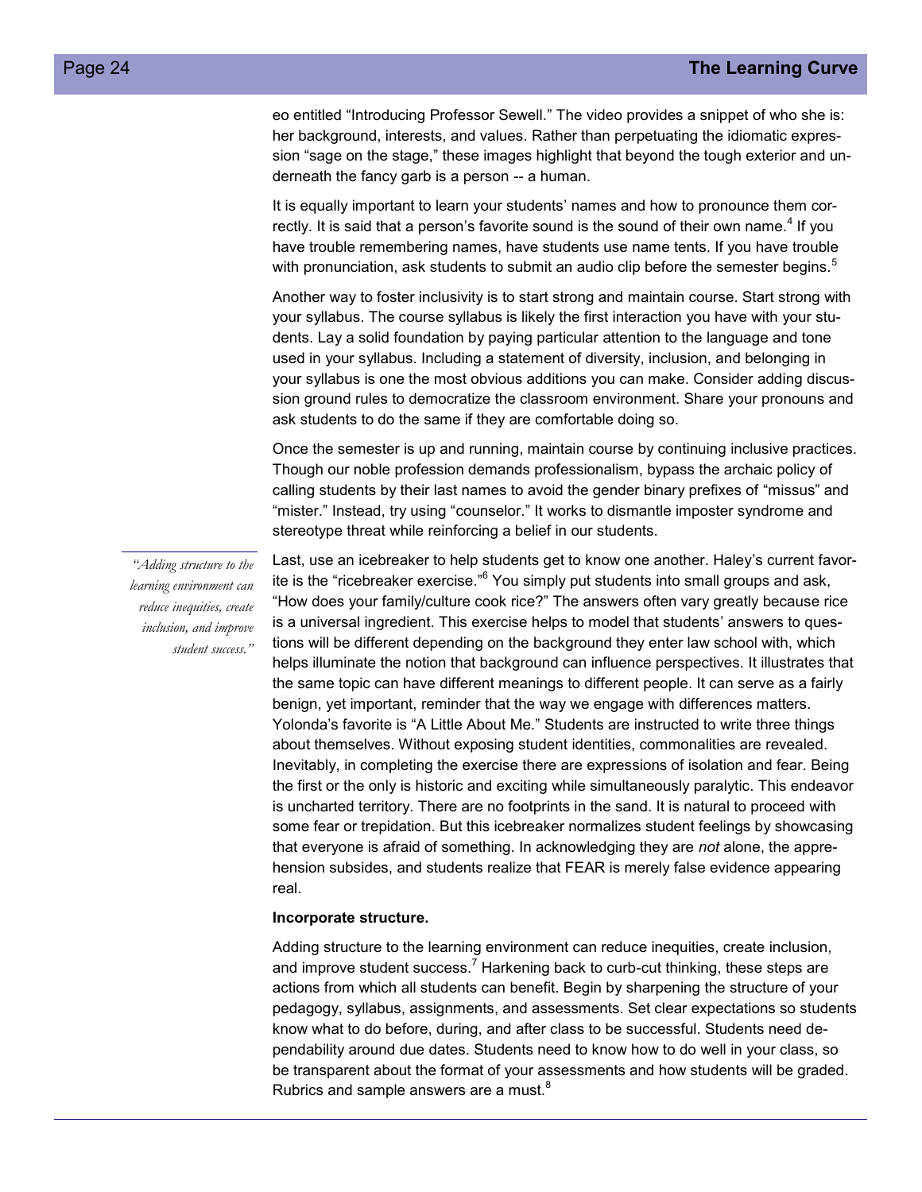eo entitled "Introducing Professor Sewell." The video provides a snippet of who she is: her background, interests, and values. Rather than perpetuating the idiomatic expression "sage on the stage," these images highlight that beyond the tough exterior and underneath the fancy garb is a person -- a human.

It is equally important to learn your students' names and how to pronounce them correctly. It is said that a person's favorite sound is the sound of their own name.[4] If you have trouble remembering names, have students use name tents. If you have trouble with pronunciation, ask students to submit an audio clip before the semester begins.[5]

Another way to foster inclusivity is to start strong and maintain course. Start strong with your syllabus. The course syllabus is likely the first interaction you have with your students. Lay a solid foundation by paying particular attention to the language and tone used in your syllabus. Including a statement of diversity, inclusion, and belonging in your syllabus is one the most obvious additions you can make. Consider adding discussion ground rules to democratize the classroom environment. Share your pronouns and ask students to do the same if they are comfortable doing so.

Once the semester is up and running, maintain course by continuing inclusive practices. Though our noble profession demands professionalism, bypass the archaic policy of calling students by their last names to avoid the gender binary prefixes of "missus" and "mister." Instead, try using "counselor." It works to dismantle imposter syndrome and stereotype threat while reinforcing a belief in our students.

*"Adding structure to the learning environment can reduce inequities, create inclusion, and improve student success."*

Last, use an icebreaker to help students get to know one another. Haley's current favorite is the "ricebreaker exercise."[6] You simply put students into small groups and ask, "How does your family/culture cook rice?" The answers often vary greatly because rice is a universal ingredient. This exercise helps to model that students' answers to questions will be different depending on the background they enter law school with, which helps illuminate the notion that background can influence perspectives. It illustrates that the same topic can have different meanings to different people. It can serve as a fairly benign, yet important, reminder that the way we engage with differences matters. Yolonda's favorite is "A Little About Me." Students are instructed to write three things about themselves. Without exposing student identities, commonalities are revealed. Inevitably, in completing the exercise there are expressions of isolation and fear. Being the first or the only is historic and exciting while simultaneously paralytic. This endeavor is uncharted territory. There are no footprints in the sand. It is natural to proceed with some fear or trepidation. But this icebreaker normalizes student feelings by showcasing that everyone is afraid of something. In acknowledging they are *not* alone, the apprehension subsides, and students realize that FEAR is merely false evidence appearing real.

**Incorporate structure.**

Adding structure to the learning environment can reduce inequities, create inclusion, and improve student success.[7] Harkening back to curb-cut thinking, these steps are actions from which all students can benefit. Begin by sharpening the structure of your pedagogy, syllabus, assignments, and assessments. Set clear expectations so students know what to do before, during, and after class to be successful. Students need dependability around due dates. Students need to know how to do well in your class, so be transparent about the format of your assessments and how students will be graded. Rubrics and sample answers are a must.[8]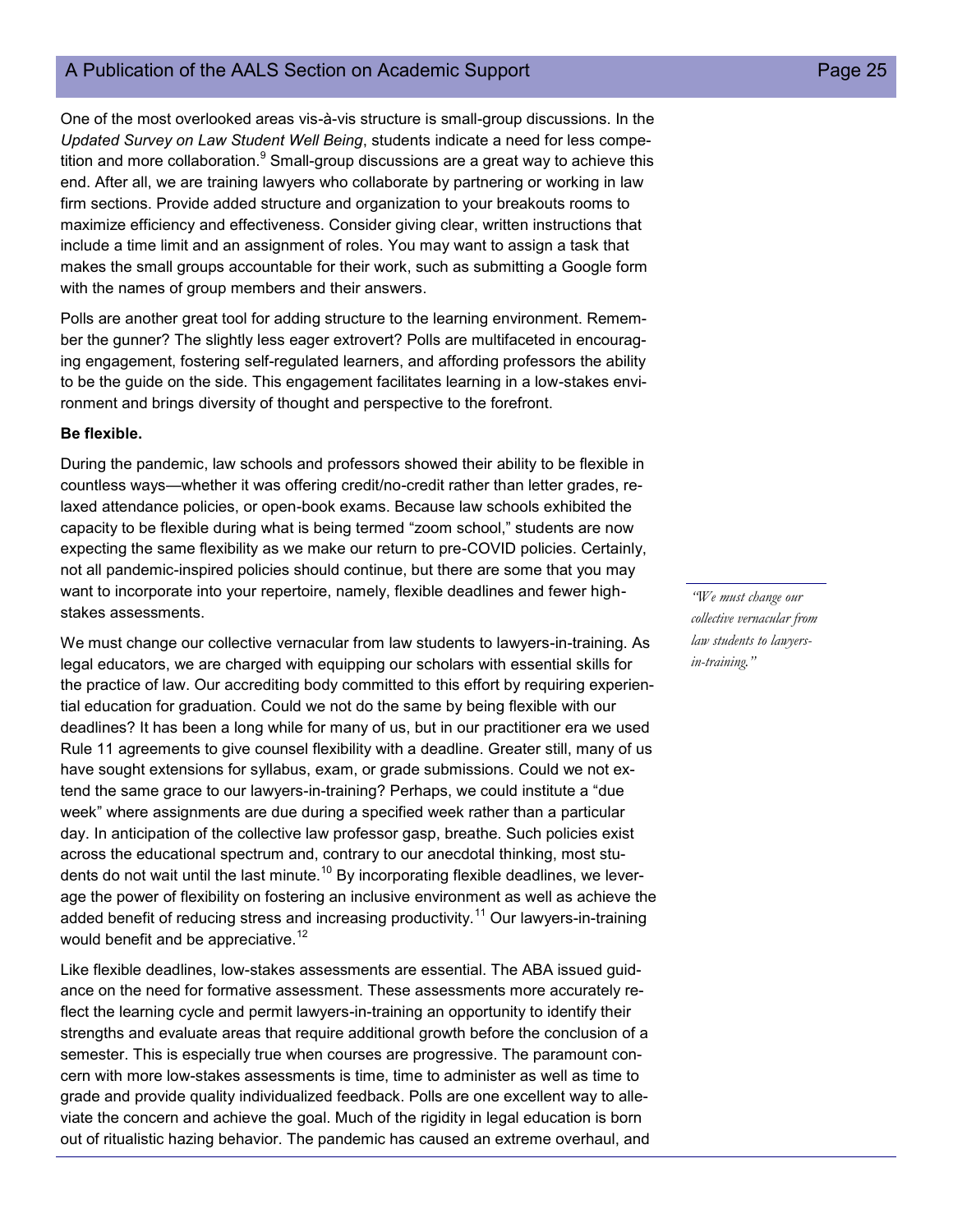One of the most overlooked areas vis-à-vis structure is small-group discussions. In the *Updated Survey on Law Student Well Being*, students indicate a need for less competition and more collaboration.[9] Small-group discussions are a great way to achieve this end. After all, we are training lawyers who collaborate by partnering or working in law firm sections. Provide added structure and organization to your breakouts rooms to maximize efficiency and effectiveness. Consider giving clear, written instructions that include a time limit and an assignment of roles. You may want to assign a task that makes the small groups accountable for their work, such as submitting a Google form with the names of group members and their answers.

Polls are another great tool for adding structure to the learning environment. Remember the gunner? The slightly less eager extrovert? Polls are multifaceted in encouraging engagement, fostering self-regulated learners, and affording professors the ability to be the guide on the side. This engagement facilitates learning in a low-stakes environment and brings diversity of thought and perspective to the forefront.

**Be flexible.**

During the pandemic, law schools and professors showed their ability to be flexible in countless ways—whether it was offering credit/no-credit rather than letter grades, relaxed attendance policies, or open-book exams. Because law schools exhibited the capacity to be flexible during what is being termed "zoom school," students are now expecting the same flexibility as we make our return to pre-COVID policies. Certainly, not all pandemic-inspired policies should continue, but there are some that you may want to incorporate into your repertoire, namely, flexible deadlines and fewer high-stakes assessments.

*"We must change our collective vernacular from law students to lawyers-in-training."*

We must change our collective vernacular from law students to lawyers-in-training. As legal educators, we are charged with equipping our scholars with essential skills for the practice of law. Our accrediting body committed to this effort by requiring experiential education for graduation. Could we not do the same by being flexible with our deadlines? It has been a long while for many of us, but in our practitioner era we used Rule 11 agreements to give counsel flexibility with a deadline. Greater still, many of us have sought extensions for syllabus, exam, or grade submissions. Could we not extend the same grace to our lawyers-in-training? Perhaps, we could institute a "due week" where assignments are due during a specified week rather than a particular day. In anticipation of the collective law professor gasp, breathe. Such policies exist across the educational spectrum and, contrary to our anecdotal thinking, most students do not wait until the last minute.[10] By incorporating flexible deadlines, we leverage the power of flexibility on fostering an inclusive environment as well as achieve the added benefit of reducing stress and increasing productivity.[11] Our lawyers-in-training would benefit and be appreciative.[12]

Like flexible deadlines, low-stakes assessments are essential. The ABA issued guidance on the need for formative assessment. These assessments more accurately reflect the learning cycle and permit lawyers-in-training an opportunity to identify their strengths and evaluate areas that require additional growth before the conclusion of a semester. This is especially true when courses are progressive. The paramount concern with more low-stakes assessments is time, time to administer as well as time to grade and provide quality individualized feedback. Polls are one excellent way to alleviate the concern and achieve the goal. Much of the rigidity in legal education is born out of ritualistic hazing behavior. The pandemic has caused an extreme overhaul, and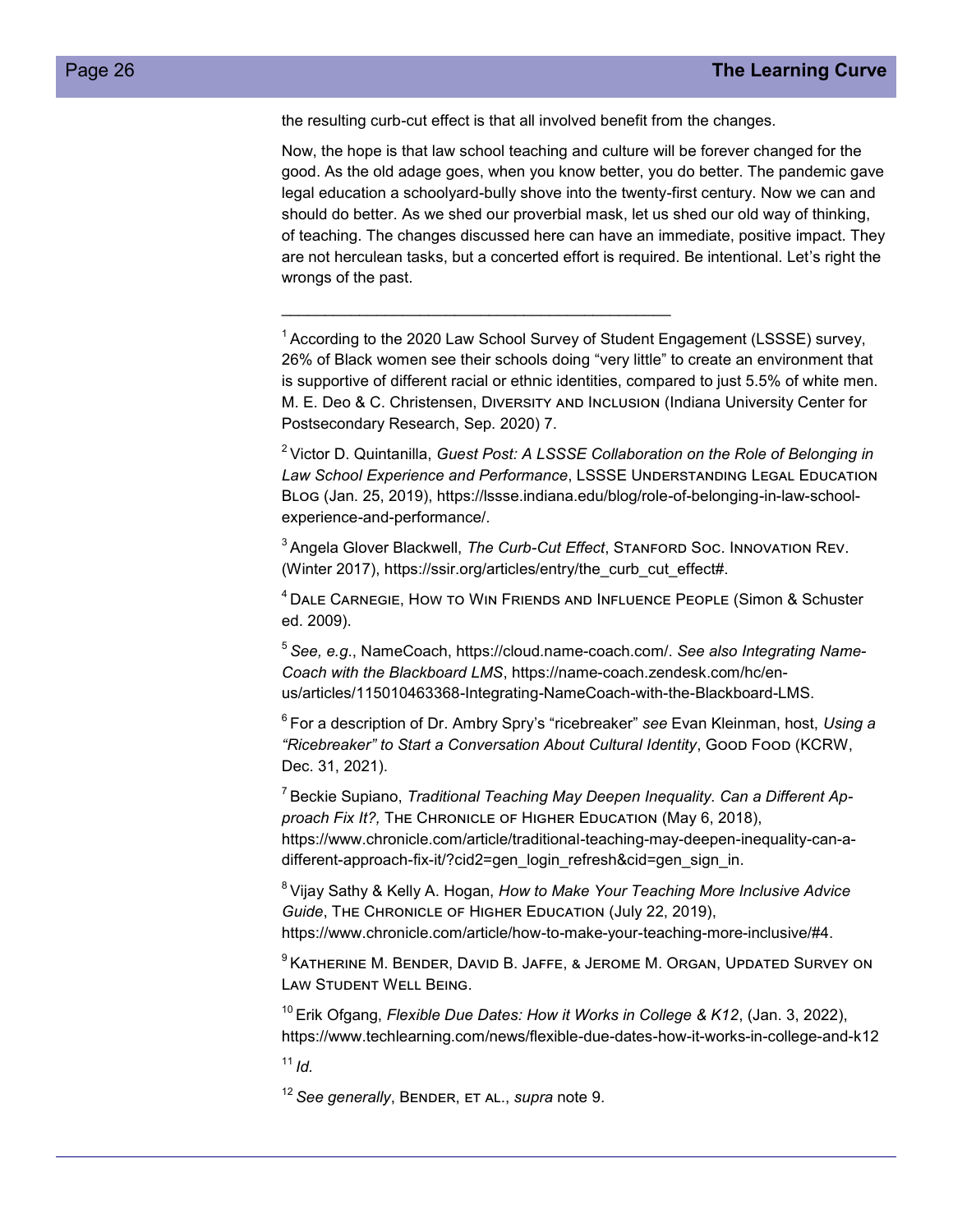the resulting curb-cut effect is that all involved benefit from the changes.

Now, the hope is that law school teaching and culture will be forever changed for the good. As the old adage goes, when you know better, you do better. The pandemic gave legal education a schoolyard-bully shove into the twenty-first century. Now we can and should do better. As we shed our proverbial mask, let us shed our old way of thinking, of teaching. The changes discussed here can have an immediate, positive impact. They are not herculean tasks, but a concerted effort is required. Be intentional. Let's right the wrongs of the past.

---

[1] According to the 2020 Law School Survey of Student Engagement (LSSSE) survey, 26% of Black women see their schools doing "very little" to create an environment that is supportive of different racial or ethnic identities, compared to just 5.5% of white men. M. E. Deo & C. Christensen, Diversity and Inclusion (Indiana University Center for Postsecondary Research, Sep. 2020) 7.

[2] Victor D. Quintanilla, *Guest Post: A LSSSE Collaboration on the Role of Belonging in Law School Experience and Performance*, LSSSE Understanding Legal Education Blog (Jan. 25, 2019), https://lssse.indiana.edu/blog/role-of-belonging-in-law-school-experience-and-performance/.

[3] Angela Glover Blackwell, *The Curb-Cut Effect*, Stanford Soc. Innovation Rev. (Winter 2017), https://ssir.org/articles/entry/the_curb_cut_effect#.

[4] Dale Carnegie, How to Win Friends and Influence People (Simon & Schuster ed. 2009).

[5] *See, e.g.*, NameCoach, https://cloud.name-coach.com/. *See also Integrating Name-Coach with the Blackboard LMS*, https://name-coach.zendesk.com/hc/en-us/articles/115010463368-Integrating-NameCoach-with-the-Blackboard-LMS.

[6] For a description of Dr. Ambry Spry's "ricebreaker" *see* Evan Kleinman, host, *Using a "Ricebreaker" to Start a Conversation About Cultural Identity*, Good Food (KCRW, Dec. 31, 2021).

[7] Beckie Supiano, *Traditional Teaching May Deepen Inequality. Can a Different Approach Fix It?,* The Chronicle of Higher Education (May 6, 2018), https://www.chronicle.com/article/traditional-teaching-may-deepen-inequality-can-a-different-approach-fix-it/?cid2=gen_login_refresh&cid=gen_sign_in.

[8] Vijay Sathy & Kelly A. Hogan, *How to Make Your Teaching More Inclusive Advice Guide*, The Chronicle of Higher Education (July 22, 2019), https://www.chronicle.com/article/how-to-make-your-teaching-more-inclusive/#4.

[9] Katherine M. Bender, David B. Jaffe, & Jerome M. Organ, Updated Survey on Law Student Well Being.

[10] Erik Ofgang, *Flexible Due Dates: How it Works in College & K12*, (Jan. 3, 2022), https://www.techlearning.com/news/flexible-due-dates-how-it-works-in-college-and-k12

[11] *Id.*

[12] *See generally*, Bender, et al., *supra* note 9.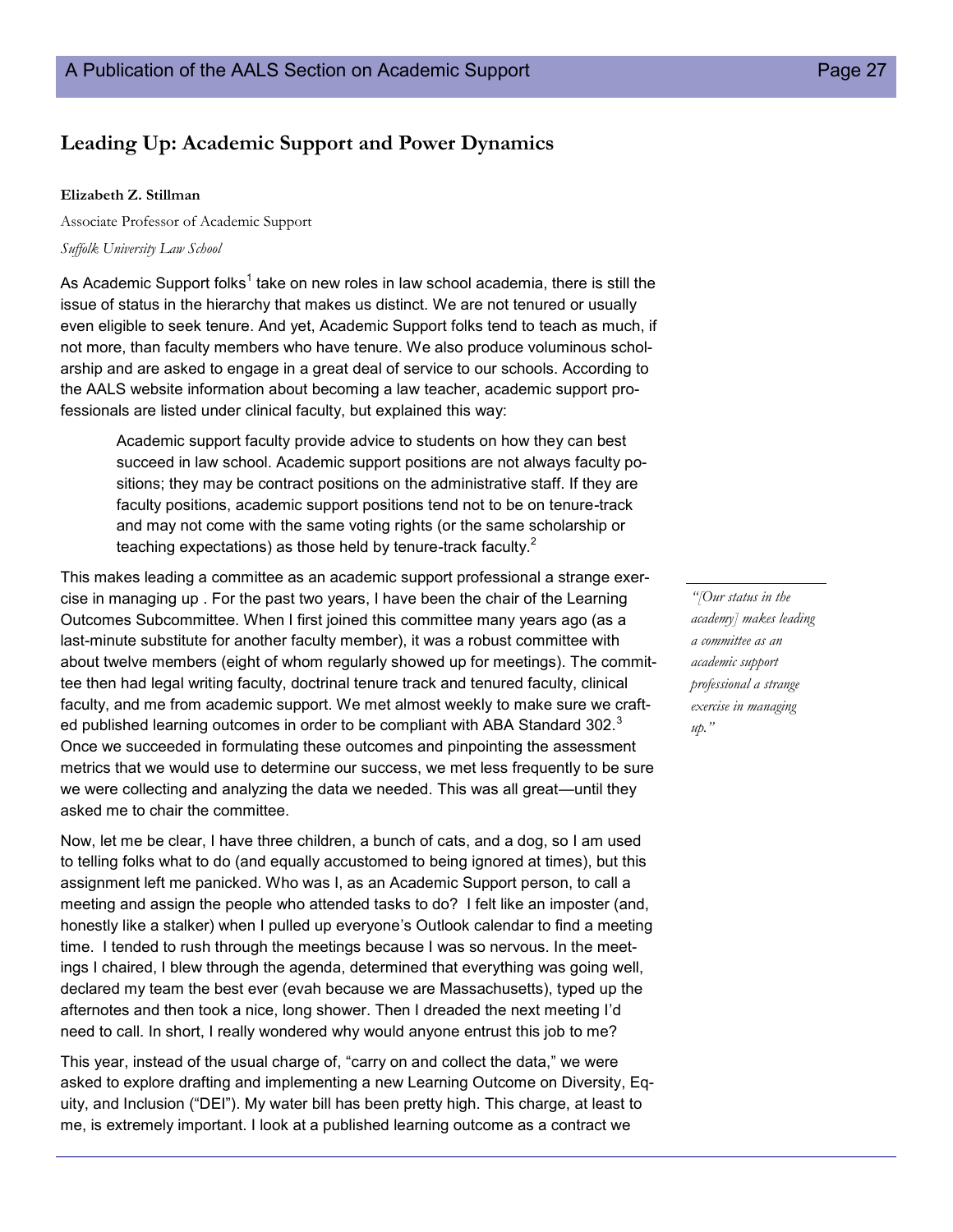## Leading Up: Academic Support and Power Dynamics

**Elizabeth Z. Stillman**

Associate Professor of Academic Support

*Suffolk University Law School*

As Academic Support folks[1] take on new roles in law school academia, there is still the issue of status in the hierarchy that makes us distinct. We are not tenured or usually even eligible to seek tenure. And yet, Academic Support folks tend to teach as much, if not more, than faculty members who have tenure. We also produce voluminous scholarship and are asked to engage in a great deal of service to our schools. According to the AALS website information about becoming a law teacher, academic support professionals are listed under clinical faculty, but explained this way:

> Academic support faculty provide advice to students on how they can best succeed in law school. Academic support positions are not always faculty positions; they may be contract positions on the administrative staff. If they are faculty positions, academic support positions tend not to be on tenure-track and may not come with the same voting rights (or the same scholarship or teaching expectations) as those held by tenure-track faculty.[2]

This makes leading a committee as an academic support professional a strange exercise in managing up . For the past two years, I have been the chair of the Learning Outcomes Subcommittee. When I first joined this committee many years ago (as a last-minute substitute for another faculty member), it was a robust committee with about twelve members (eight of whom regularly showed up for meetings). The committee then had legal writing faculty, doctrinal tenure track and tenured faculty, clinical faculty, and me from academic support. We met almost weekly to make sure we crafted published learning outcomes in order to be compliant with ABA Standard 302.[3] Once we succeeded in formulating these outcomes and pinpointing the assessment metrics that we would use to determine our success, we met less frequently to be sure we were collecting and analyzing the data we needed. This was all great—until they asked me to chair the committee.

> *"[Our status in the academy] makes leading a committee as an academic support professional a strange exercise in managing up."*

Now, let me be clear, I have three children, a bunch of cats, and a dog, so I am used to telling folks what to do (and equally accustomed to being ignored at times), but this assignment left me panicked. Who was I, as an Academic Support person, to call a meeting and assign the people who attended tasks to do? I felt like an imposter (and, honestly like a stalker) when I pulled up everyone's Outlook calendar to find a meeting time. I tended to rush through the meetings because I was so nervous. In the meetings I chaired, I blew through the agenda, determined that everything was going well, declared my team the best ever (evah because we are Massachusetts), typed up the afternotes and then took a nice, long shower. Then I dreaded the next meeting I'd need to call. In short, I really wondered why would anyone entrust this job to me?

This year, instead of the usual charge of, "carry on and collect the data," we were asked to explore drafting and implementing a new Learning Outcome on Diversity, Equity, and Inclusion ("DEI"). My water bill has been pretty high. This charge, at least to me, is extremely important. I look at a published learning outcome as a contract we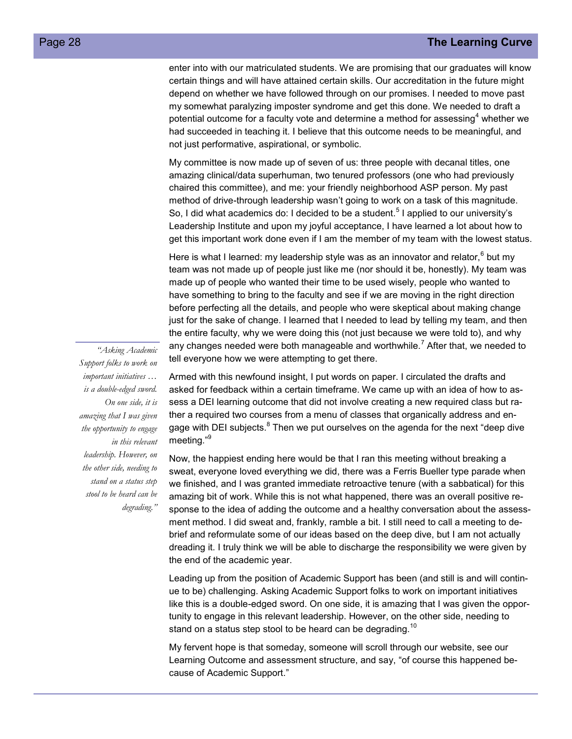enter into with our matriculated students. We are promising that our graduates will know certain things and will have attained certain skills. Our accreditation in the future might depend on whether we have followed through on our promises. I needed to move past my somewhat paralyzing imposter syndrome and get this done. We needed to draft a potential outcome for a faculty vote and determine a method for assessing[4] whether we had succeeded in teaching it. I believe that this outcome needs to be meaningful, and not just performative, aspirational, or symbolic.

My committee is now made up of seven of us: three people with decanal titles, one amazing clinical/data superhuman, two tenured professors (one who had previously chaired this committee), and me: your friendly neighborhood ASP person. My past method of drive-through leadership wasn't going to work on a task of this magnitude. So, I did what academics do: I decided to be a student.[5] I applied to our university's Leadership Institute and upon my joyful acceptance, I have learned a lot about how to get this important work done even if I am the member of my team with the lowest status.

Here is what I learned: my leadership style was as an innovator and relator,[6] but my team was not made up of people just like me (nor should it be, honestly). My team was made up of people who wanted their time to be used wisely, people who wanted to have something to bring to the faculty and see if we are moving in the right direction before perfecting all the details, and people who were skeptical about making change just for the sake of change. I learned that I needed to lead by telling my team, and then the entire faculty, why we were doing this (not just because we were told to), and why any changes needed were both manageable and worthwhile.[7] After that, we needed to tell everyone how we were attempting to get there.

*"Asking Academic Support folks to work on important initiatives … is a double-edged sword. On one side, it is amazing that I was given the opportunity to engage in this relevant leadership. However, on the other side, needing to stand on a status step stool to be heard can be degrading."*

Armed with this newfound insight, I put words on paper. I circulated the drafts and asked for feedback within a certain timeframe. We came up with an idea of how to assess a DEI learning outcome that did not involve creating a new required class but rather a required two courses from a menu of classes that organically address and engage with DEI subjects.[8] Then we put ourselves on the agenda for the next "deep dive meeting."[9]

Now, the happiest ending here would be that I ran this meeting without breaking a sweat, everyone loved everything we did, there was a Ferris Bueller type parade when we finished, and I was granted immediate retroactive tenure (with a sabbatical) for this amazing bit of work. While this is not what happened, there was an overall positive response to the idea of adding the outcome and a healthy conversation about the assessment method. I did sweat and, frankly, ramble a bit. I still need to call a meeting to debrief and reformulate some of our ideas based on the deep dive, but I am not actually dreading it. I truly think we will be able to discharge the responsibility we were given by the end of the academic year.

Leading up from the position of Academic Support has been (and still is and will continue to be) challenging. Asking Academic Support folks to work on important initiatives like this is a double-edged sword. On one side, it is amazing that I was given the opportunity to engage in this relevant leadership. However, on the other side, needing to stand on a status step stool to be heard can be degrading.[10]

My fervent hope is that someday, someone will scroll through our website, see our Learning Outcome and assessment structure, and say, "of course this happened because of Academic Support."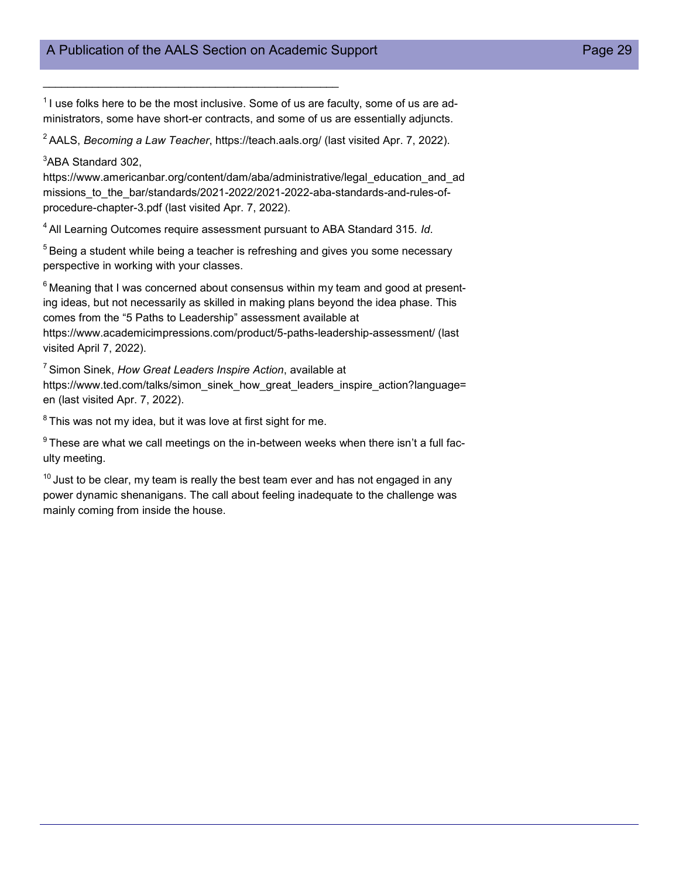---

[1] I use folks here to be the most inclusive. Some of us are faculty, some of us are administrators, some have short-er contracts, and some of us are essentially adjuncts.

[2] AALS, *Becoming a Law Teacher*, https://teach.aals.org/ (last visited Apr. 7, 2022).

[3] ABA Standard 302, https://www.americanbar.org/content/dam/aba/administrative/legal_education_and_admissions_to_the_bar/standards/2021-2022/2021-2022-aba-standards-and-rules-of-procedure-chapter-3.pdf (last visited Apr. 7, 2022).

[4] All Learning Outcomes require assessment pursuant to ABA Standard 315. *Id*.

[5] Being a student while being a teacher is refreshing and gives you some necessary perspective in working with your classes.

[6] Meaning that I was concerned about consensus within my team and good at presenting ideas, but not necessarily as skilled in making plans beyond the idea phase. This comes from the "5 Paths to Leadership" assessment available at https://www.academicimpressions.com/product/5-paths-leadership-assessment/ (last visited April 7, 2022).

[7] Simon Sinek, *How Great Leaders Inspire Action*, available at https://www.ted.com/talks/simon_sinek_how_great_leaders_inspire_action?language=en (last visited Apr. 7, 2022).

[8] This was not my idea, but it was love at first sight for me.

[9] These are what we call meetings on the in-between weeks when there isn't a full faculty meeting.

[10] Just to be clear, my team is really the best team ever and has not engaged in any power dynamic shenanigans. The call about feeling inadequate to the challenge was mainly coming from inside the house.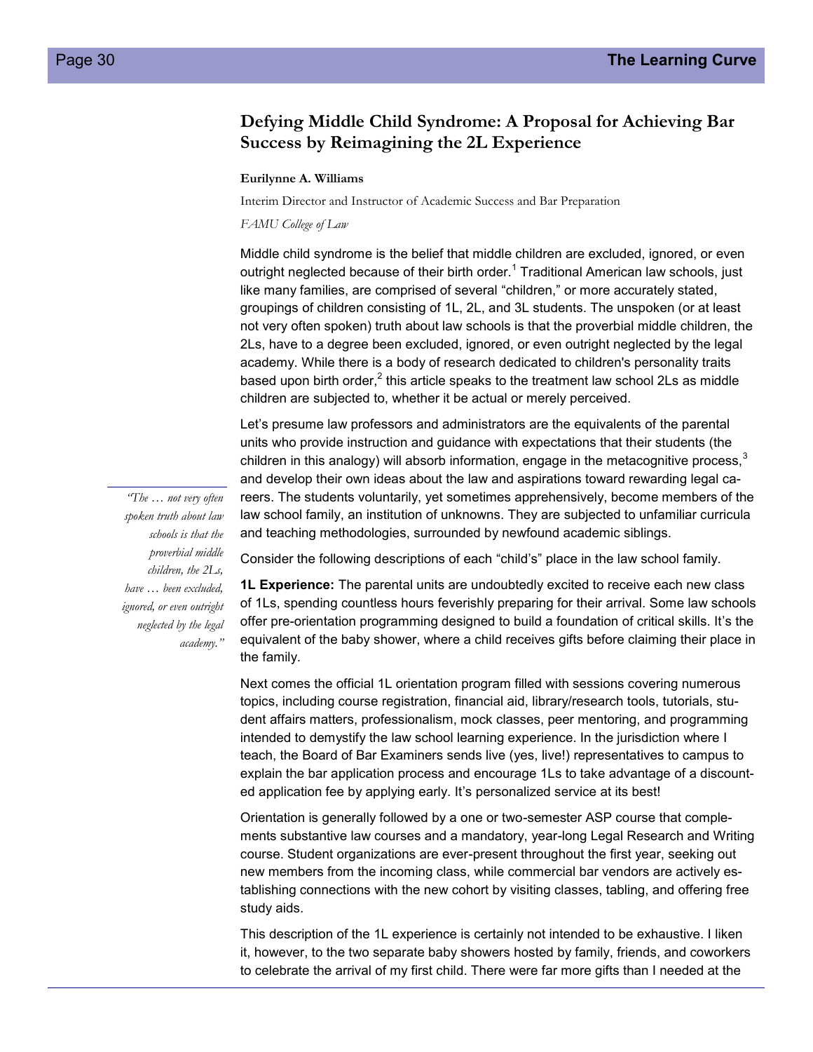## Defying Middle Child Syndrome: A Proposal for Achieving Bar Success by Reimagining the 2L Experience

**Eurilynne A. Williams**

Interim Director and Instructor of Academic Success and Bar Preparation

*FAMU College of Law*

Middle child syndrome is the belief that middle children are excluded, ignored, or even outright neglected because of their birth order.[1] Traditional American law schools, just like many families, are comprised of several "children," or more accurately stated, groupings of children consisting of 1L, 2L, and 3L students. The unspoken (or at least not very often spoken) truth about law schools is that the proverbial middle children, the 2Ls, have to a degree been excluded, ignored, or even outright neglected by the legal academy. While there is a body of research dedicated to children's personality traits based upon birth order,[2] this article speaks to the treatment law school 2Ls as middle children are subjected to, whether it be actual or merely perceived.

Let's presume law professors and administrators are the equivalents of the parental units who provide instruction and guidance with expectations that their students (the children in this analogy) will absorb information, engage in the metacognitive process,[3] and develop their own ideas about the law and aspirations toward rewarding legal careers. The students voluntarily, yet sometimes apprehensively, become members of the law school family, an institution of unknowns. They are subjected to unfamiliar curricula and teaching methodologies, surrounded by newfound academic siblings.

> *"The … not very often spoken truth about law schools is that the proverbial middle children, the 2Ls, have … been excluded, ignored, or even outright neglected by the legal academy."*

Consider the following descriptions of each "child's" place in the law school family.

**1L Experience:** The parental units are undoubtedly excited to receive each new class of 1Ls, spending countless hours feverishly preparing for their arrival. Some law schools offer pre-orientation programming designed to build a foundation of critical skills. It's the equivalent of the baby shower, where a child receives gifts before claiming their place in the family.

Next comes the official 1L orientation program filled with sessions covering numerous topics, including course registration, financial aid, library/research tools, tutorials, student affairs matters, professionalism, mock classes, peer mentoring, and programming intended to demystify the law school learning experience. In the jurisdiction where I teach, the Board of Bar Examiners sends live (yes, live!) representatives to campus to explain the bar application process and encourage 1Ls to take advantage of a discounted application fee by applying early. It's personalized service at its best!

Orientation is generally followed by a one or two-semester ASP course that complements substantive law courses and a mandatory, year-long Legal Research and Writing course. Student organizations are ever-present throughout the first year, seeking out new members from the incoming class, while commercial bar vendors are actively establishing connections with the new cohort by visiting classes, tabling, and offering free study aids.

This description of the 1L experience is certainly not intended to be exhaustive. I liken it, however, to the two separate baby showers hosted by family, friends, and coworkers to celebrate the arrival of my first child. There were far more gifts than I needed at the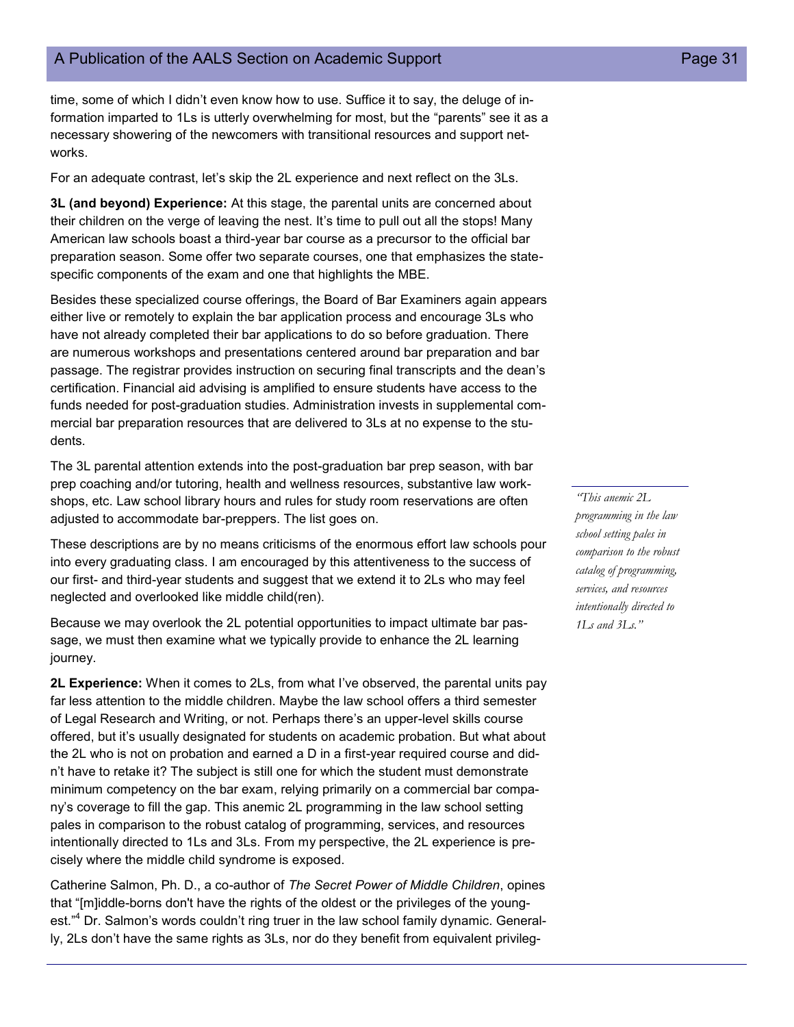time, some of which I didn't even know how to use. Suffice it to say, the deluge of information imparted to 1Ls is utterly overwhelming for most, but the "parents" see it as a necessary showering of the newcomers with transitional resources and support networks.

For an adequate contrast, let's skip the 2L experience and next reflect on the 3Ls.

**3L (and beyond) Experience:** At this stage, the parental units are concerned about their children on the verge of leaving the nest. It's time to pull out all the stops! Many American law schools boast a third-year bar course as a precursor to the official bar preparation season. Some offer two separate courses, one that emphasizes the state-specific components of the exam and one that highlights the MBE.

Besides these specialized course offerings, the Board of Bar Examiners again appears either live or remotely to explain the bar application process and encourage 3Ls who have not already completed their bar applications to do so before graduation. There are numerous workshops and presentations centered around bar preparation and bar passage. The registrar provides instruction on securing final transcripts and the dean's certification. Financial aid advising is amplified to ensure students have access to the funds needed for post-graduation studies. Administration invests in supplemental commercial bar preparation resources that are delivered to 3Ls at no expense to the students.

The 3L parental attention extends into the post-graduation bar prep season, with bar prep coaching and/or tutoring, health and wellness resources, substantive law workshops, etc. Law school library hours and rules for study room reservations are often adjusted to accommodate bar-preppers. The list goes on.

These descriptions are by no means criticisms of the enormous effort law schools pour into every graduating class. I am encouraged by this attentiveness to the success of our first- and third-year students and suggest that we extend it to 2Ls who may feel neglected and overlooked like middle child(ren).

Because we may overlook the 2L potential opportunities to impact ultimate bar passage, we must then examine what we typically provide to enhance the 2L learning journey.

**2L Experience:** When it comes to 2Ls, from what I've observed, the parental units pay far less attention to the middle children. Maybe the law school offers a third semester of Legal Research and Writing, or not. Perhaps there's an upper-level skills course offered, but it's usually designated for students on academic probation. But what about the 2L who is not on probation and earned a D in a first-year required course and didn't have to retake it? The subject is still one for which the student must demonstrate minimum competency on the bar exam, relying primarily on a commercial bar company's coverage to fill the gap. This anemic 2L programming in the law school setting pales in comparison to the robust catalog of programming, services, and resources intentionally directed to 1Ls and 3Ls. From my perspective, the 2L experience is precisely where the middle child syndrome is exposed.

*"This anemic 2L programming in the law school setting pales in comparison to the robust catalog of programming, services, and resources intentionally directed to 1Ls and 3Ls."*

Catherine Salmon, Ph. D., a co-author of *The Secret Power of Middle Children*, opines that "[m]iddle-borns don't have the rights of the oldest or the privileges of the youngest."[4] Dr. Salmon's words couldn't ring truer in the law school family dynamic. Generally, 2Ls don't have the same rights as 3Ls, nor do they benefit from equivalent privileg-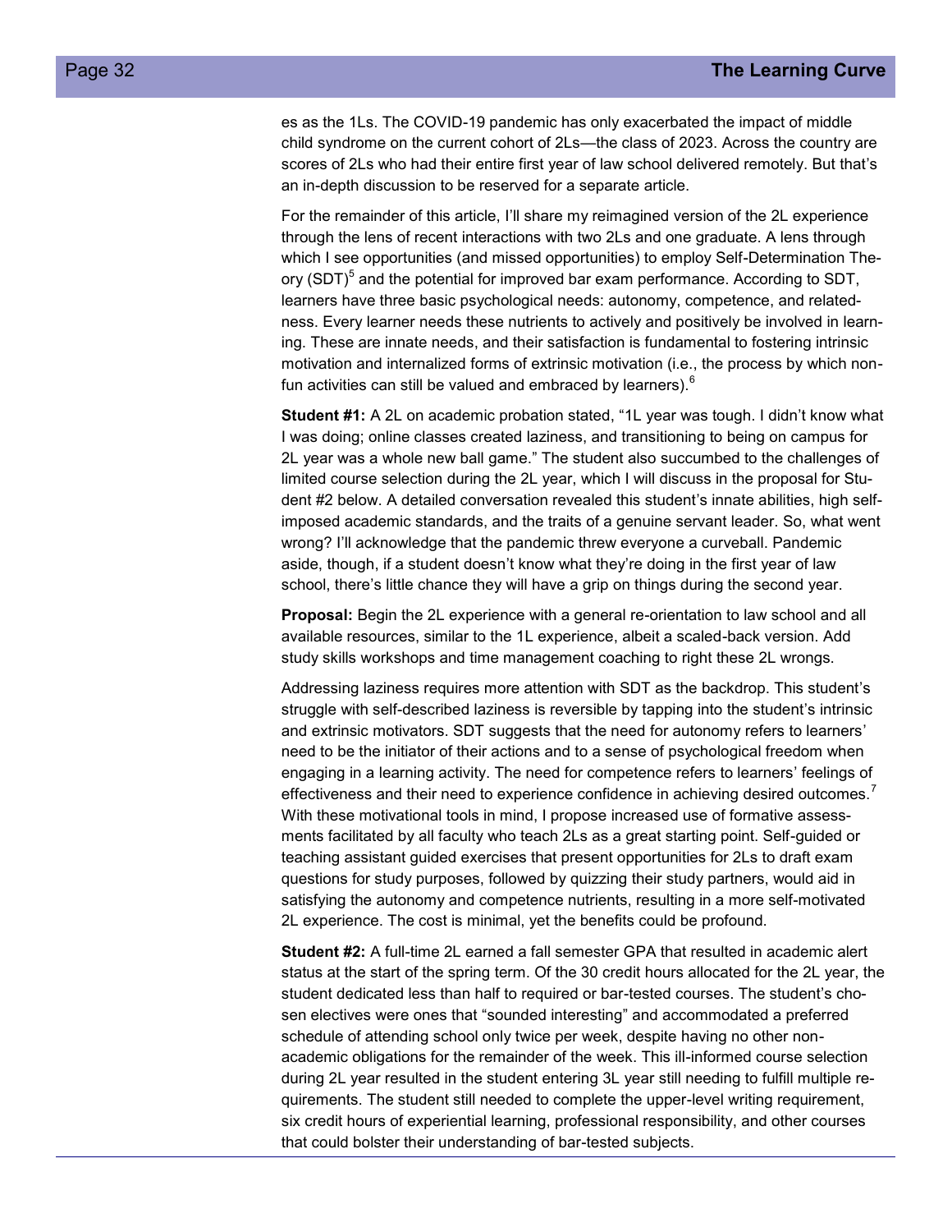es as the 1Ls. The COVID-19 pandemic has only exacerbated the impact of middle child syndrome on the current cohort of 2Ls—the class of 2023. Across the country are scores of 2Ls who had their entire first year of law school delivered remotely. But that's an in-depth discussion to be reserved for a separate article.

For the remainder of this article, I'll share my reimagined version of the 2L experience through the lens of recent interactions with two 2Ls and one graduate. A lens through which I see opportunities (and missed opportunities) to employ Self-Determination Theory (SDT)[5] and the potential for improved bar exam performance. According to SDT, learners have three basic psychological needs: autonomy, competence, and relatedness. Every learner needs these nutrients to actively and positively be involved in learning. These are innate needs, and their satisfaction is fundamental to fostering intrinsic motivation and internalized forms of extrinsic motivation (i.e., the process by which non-fun activities can still be valued and embraced by learners).[6]

**Student #1:** A 2L on academic probation stated, "1L year was tough. I didn't know what I was doing; online classes created laziness, and transitioning to being on campus for 2L year was a whole new ball game." The student also succumbed to the challenges of limited course selection during the 2L year, which I will discuss in the proposal for Student #2 below. A detailed conversation revealed this student's innate abilities, high self-imposed academic standards, and the traits of a genuine servant leader. So, what went wrong? I'll acknowledge that the pandemic threw everyone a curveball. Pandemic aside, though, if a student doesn't know what they're doing in the first year of law school, there's little chance they will have a grip on things during the second year.

**Proposal:** Begin the 2L experience with a general re-orientation to law school and all available resources, similar to the 1L experience, albeit a scaled-back version. Add study skills workshops and time management coaching to right these 2L wrongs.

Addressing laziness requires more attention with SDT as the backdrop. This student's struggle with self-described laziness is reversible by tapping into the student's intrinsic and extrinsic motivators. SDT suggests that the need for autonomy refers to learners' need to be the initiator of their actions and to a sense of psychological freedom when engaging in a learning activity. The need for competence refers to learners' feelings of effectiveness and their need to experience confidence in achieving desired outcomes.[7] With these motivational tools in mind, I propose increased use of formative assessments facilitated by all faculty who teach 2Ls as a great starting point. Self-guided or teaching assistant guided exercises that present opportunities for 2Ls to draft exam questions for study purposes, followed by quizzing their study partners, would aid in satisfying the autonomy and competence nutrients, resulting in a more self-motivated 2L experience. The cost is minimal, yet the benefits could be profound.

**Student #2:** A full-time 2L earned a fall semester GPA that resulted in academic alert status at the start of the spring term. Of the 30 credit hours allocated for the 2L year, the student dedicated less than half to required or bar-tested courses. The student's chosen electives were ones that "sounded interesting" and accommodated a preferred schedule of attending school only twice per week, despite having no other non-academic obligations for the remainder of the week. This ill-informed course selection during 2L year resulted in the student entering 3L year still needing to fulfill multiple requirements. The student still needed to complete the upper-level writing requirement, six credit hours of experiential learning, professional responsibility, and other courses that could bolster their understanding of bar-tested subjects.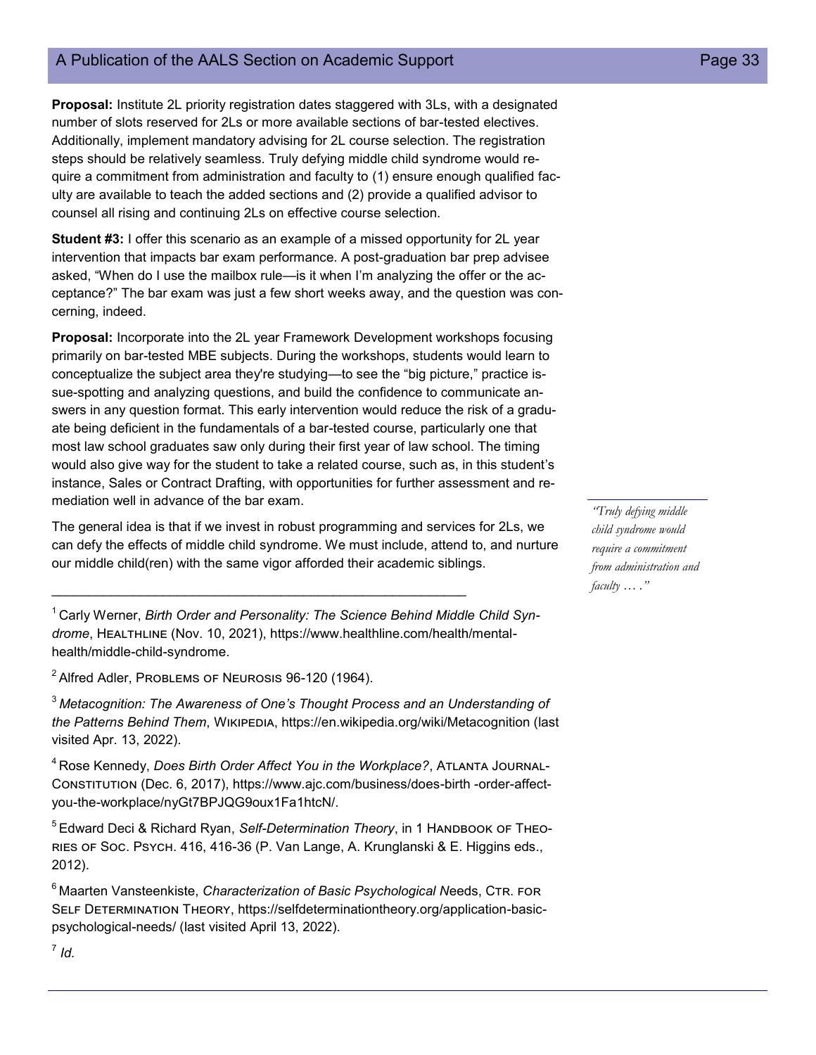**Proposal:** Institute 2L priority registration dates staggered with 3Ls, with a designated number of slots reserved for 2Ls or more available sections of bar-tested electives. Additionally, implement mandatory advising for 2L course selection. The registration steps should be relatively seamless. Truly defying middle child syndrome would require a commitment from administration and faculty to (1) ensure enough qualified faculty are available to teach the added sections and (2) provide a qualified advisor to counsel all rising and continuing 2Ls on effective course selection.

**Student #3:** I offer this scenario as an example of a missed opportunity for 2L year intervention that impacts bar exam performance. A post-graduation bar prep advisee asked, "When do I use the mailbox rule—is it when I'm analyzing the offer or the acceptance?" The bar exam was just a few short weeks away, and the question was concerning, indeed.

**Proposal:** Incorporate into the 2L year Framework Development workshops focusing primarily on bar-tested MBE subjects. During the workshops, students would learn to conceptualize the subject area they're studying—to see the "big picture," practice issue-spotting and analyzing questions, and build the confidence to communicate answers in any question format. This early intervention would reduce the risk of a graduate being deficient in the fundamentals of a bar-tested course, particularly one that most law school graduates saw only during their first year of law school. The timing would also give way for the student to take a related course, such as, in this student's instance, Sales or Contract Drafting, with opportunities for further assessment and remediation well in advance of the bar exam.

The general idea is that if we invest in robust programming and services for 2Ls, we can defy the effects of middle child syndrome. We must include, attend to, and nurture our middle child(ren) with the same vigor afforded their academic siblings.

*"Truly defying middle child syndrome would require a commitment from administration and faculty … ."*

---

[1] Carly Werner, *Birth Order and Personality: The Science Behind Middle Child Syndrome*, Healthline (Nov. 10, 2021), https://www.healthline.com/health/mental-health/middle-child-syndrome.

[2] Alfred Adler, Problems of Neurosis 96-120 (1964).

[3] *Metacognition: The Awareness of One's Thought Process and an Understanding of the Patterns Behind Them*, Wikipedia, https://en.wikipedia.org/wiki/Metacognition (last visited Apr. 13, 2022).

[4] Rose Kennedy, *Does Birth Order Affect You in the Workplace?*, Atlanta Journal-Constitution (Dec. 6, 2017), https://www.ajc.com/business/does-birth -order-affect-you-the-workplace/nyGt7BPJQG9oux1Fa1htcN/.

[5] Edward Deci & Richard Ryan, *Self-Determination Theory*, in 1 Handbook of Theories of Soc. Psych. 416, 416-36 (P. Van Lange, A. Krunglanski & E. Higgins eds., 2012).

[6] Maarten Vansteenkiste, *Characterization of Basic Psychological N*eeds, Ctr. for Self Determination Theory, https://selfdeterminationtheory.org/application-basic-psychological-needs/ (last visited April 13, 2022).

[7] *Id.*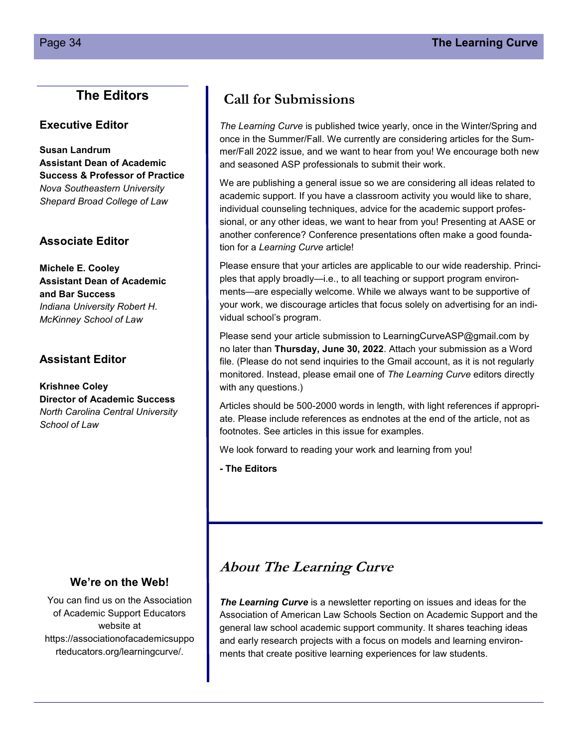## The Editors

### Executive Editor

**Susan Landrum**
**Assistant Dean of Academic Success & Professor of Practice**
*Nova Southeastern University Shepard Broad College of Law*

### Associate Editor

**Michele E. Cooley**
**Assistant Dean of Academic and Bar Success**
*Indiana University Robert H. McKinney School of Law*

### Assistant Editor

**Krishnee Coley**
**Director of Academic Success**
*North Carolina Central University School of Law*

### We're on the Web!

You can find us on the Association of Academic Support Educators website at https://associationofacademicsupporteducators.org/learningcurve/.

## Call for Submissions

*The Learning Curve* is published twice yearly, once in the Winter/Spring and once in the Summer/Fall. We currently are considering articles for the Summer/Fall 2022 issue, and we want to hear from you! We encourage both new and seasoned ASP professionals to submit their work.

We are publishing a general issue so we are considering all ideas related to academic support. If you have a classroom activity you would like to share, individual counseling techniques, advice for the academic support professional, or any other ideas, we want to hear from you! Presenting at AASE or another conference? Conference presentations often make a good foundation for a *Learning Curve* article!

Please ensure that your articles are applicable to our wide readership. Principles that apply broadly—i.e., to all teaching or support program environments—are especially welcome. While we always want to be supportive of your work, we discourage articles that focus solely on advertising for an individual school's program.

Please send your article submission to LearningCurveASP@gmail.com by no later than **Thursday, June 30, 2022**. Attach your submission as a Word file. (Please do not send inquiries to the Gmail account, as it is not regularly monitored. Instead, please email one of *The Learning Curve* editors directly with any questions.)

Articles should be 500-2000 words in length, with light references if appropriate. Please include references as endnotes at the end of the article, not as footnotes. See articles in this issue for examples.

We look forward to reading your work and learning from you!

**- The Editors**

## *About The Learning Curve*

***The Learning Curve*** is a newsletter reporting on issues and ideas for the Association of American Law Schools Section on Academic Support and the general law school academic support community. It shares teaching ideas and early research projects with a focus on models and learning environments that create positive learning experiences for law students.